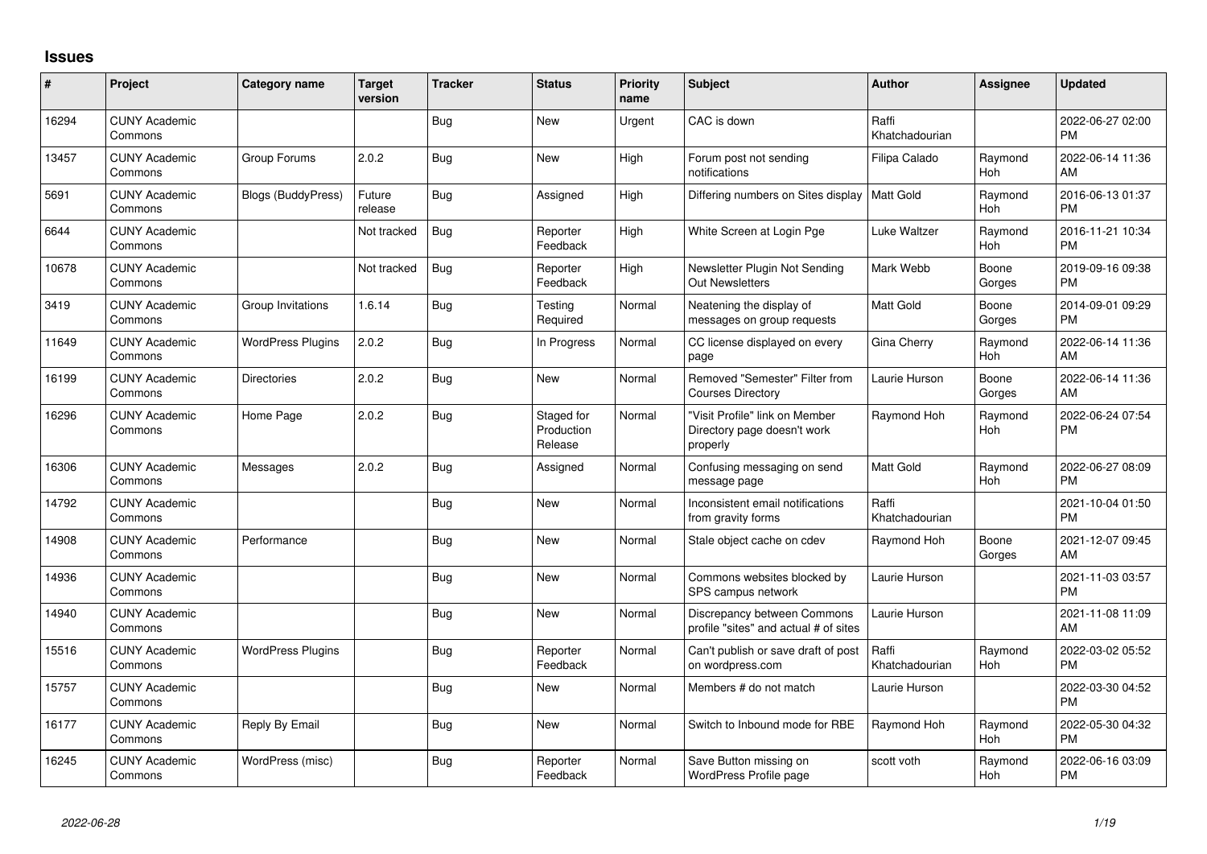## Issues

| # | Project | Category name | Target version | Tracker | Status | Priority name | Subject | Author | Assignee | Updated |
|---|---|---|---|---|---|---|---|---|---|---|
| 16294 | CUNY Academic Commons | | | Bug | New | Urgent | CAC is down | Raffi Khatchadourian | | 2022-06-27 02:00 PM |
| 13457 | CUNY Academic Commons | Group Forums | 2.0.2 | Bug | New | High | Forum post not sending notifications | Filipa Calado | Raymond Hoh | 2022-06-14 11:36 AM |
| 5691 | CUNY Academic Commons | Blogs (BuddyPress) | Future release | Bug | Assigned | High | Differing numbers on Sites display | Matt Gold | Raymond Hoh | 2016-06-13 01:37 PM |
| 6644 | CUNY Academic Commons | | Not tracked | Bug | Reporter Feedback | High | White Screen at Login Pge | Luke Waltzer | Raymond Hoh | 2016-11-21 10:34 PM |
| 10678 | CUNY Academic Commons | | Not tracked | Bug | Reporter Feedback | High | Newsletter Plugin Not Sending Out Newsletters | Mark Webb | Boone Gorges | 2019-09-16 09:38 PM |
| 3419 | CUNY Academic Commons | Group Invitations | 1.6.14 | Bug | Testing Required | Normal | Neatening the display of messages on group requests | Matt Gold | Boone Gorges | 2014-09-01 09:29 PM |
| 11649 | CUNY Academic Commons | WordPress Plugins | 2.0.2 | Bug | In Progress | Normal | CC license displayed on every page | Gina Cherry | Raymond Hoh | 2022-06-14 11:36 AM |
| 16199 | CUNY Academic Commons | Directories | 2.0.2 | Bug | New | Normal | Removed "Semester" Filter from Courses Directory | Laurie Hurson | Boone Gorges | 2022-06-14 11:36 AM |
| 16296 | CUNY Academic Commons | Home Page | 2.0.2 | Bug | Staged for Production Release | Normal | "Visit Profile" link on Member Directory page doesn't work properly | Raymond Hoh | Raymond Hoh | 2022-06-24 07:54 PM |
| 16306 | CUNY Academic Commons | Messages | 2.0.2 | Bug | Assigned | Normal | Confusing messaging on send message page | Matt Gold | Raymond Hoh | 2022-06-27 08:09 PM |
| 14792 | CUNY Academic Commons | | | Bug | New | Normal | Inconsistent email notifications from gravity forms | Raffi Khatchadourian | | 2021-10-04 01:50 PM |
| 14908 | CUNY Academic Commons | Performance | | Bug | New | Normal | Stale object cache on cdev | Raymond Hoh | Boone Gorges | 2021-12-07 09:45 AM |
| 14936 | CUNY Academic Commons | | | Bug | New | Normal | Commons websites blocked by SPS campus network | Laurie Hurson | | 2021-11-03 03:57 PM |
| 14940 | CUNY Academic Commons | | | Bug | New | Normal | Discrepancy between Commons profile "sites" and actual # of sites | Laurie Hurson | | 2021-11-08 11:09 AM |
| 15516 | CUNY Academic Commons | WordPress Plugins | | Bug | Reporter Feedback | Normal | Can't publish or save draft of post on wordpress.com | Raffi Khatchadourian | Raymond Hoh | 2022-03-02 05:52 PM |
| 15757 | CUNY Academic Commons | | | Bug | New | Normal | Members # do not match | Laurie Hurson | | 2022-03-30 04:52 PM |
| 16177 | CUNY Academic Commons | Reply By Email | | Bug | New | Normal | Switch to Inbound mode for RBE | Raymond Hoh | Raymond Hoh | 2022-05-30 04:32 PM |
| 16245 | CUNY Academic Commons | WordPress (misc) | | Bug | Reporter Feedback | Normal | Save Button missing on WordPress Profile page | scott voth | Raymond Hoh | 2022-06-16 03:09 PM |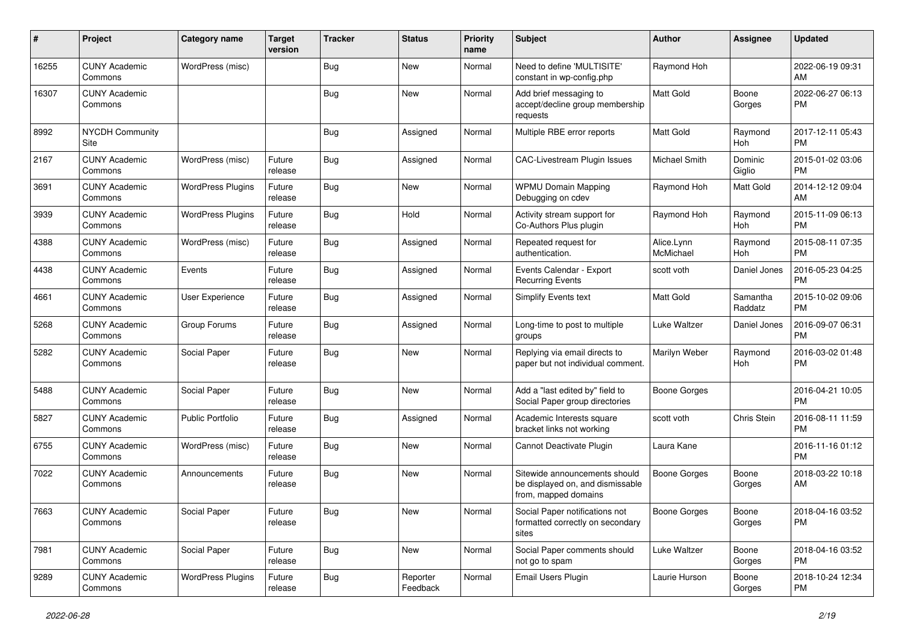| # | Project | Category name | Target version | Tracker | Status | Priority name | Subject | Author | Assignee | Updated |
|---|---|---|---|---|---|---|---|---|---|---|
| 16255 | CUNY Academic Commons | WordPress (misc) | | Bug | New | Normal | Need to define 'MULTISITE' constant in wp-config.php | Raymond Hoh | | 2022-06-19 09:31 AM |
| 16307 | CUNY Academic Commons | | | Bug | New | Normal | Add brief messaging to accept/decline group membership requests | Matt Gold | Boone Gorges | 2022-06-27 06:13 PM |
| 8992 | NYCDH Community Site | | | Bug | Assigned | Normal | Multiple RBE error reports | Matt Gold | Raymond Hoh | 2017-12-11 05:43 PM |
| 2167 | CUNY Academic Commons | WordPress (misc) | Future release | Bug | Assigned | Normal | CAC-Livestream Plugin Issues | Michael Smith | Dominic Giglio | 2015-01-02 03:06 PM |
| 3691 | CUNY Academic Commons | WordPress Plugins | Future release | Bug | New | Normal | WPMU Domain Mapping Debugging on cdev | Raymond Hoh | Matt Gold | 2014-12-12 09:04 AM |
| 3939 | CUNY Academic Commons | WordPress Plugins | Future release | Bug | Hold | Normal | Activity stream support for Co-Authors Plus plugin | Raymond Hoh | Raymond Hoh | 2015-11-09 06:13 PM |
| 4388 | CUNY Academic Commons | WordPress (misc) | Future release | Bug | Assigned | Normal | Repeated request for authentication. | Alice.Lynn McMichael | Raymond Hoh | 2015-08-11 07:35 PM |
| 4438 | CUNY Academic Commons | Events | Future release | Bug | Assigned | Normal | Events Calendar - Export Recurring Events | scott voth | Daniel Jones | 2016-05-23 04:25 PM |
| 4661 | CUNY Academic Commons | User Experience | Future release | Bug | Assigned | Normal | Simplify Events text | Matt Gold | Samantha Raddatz | 2015-10-02 09:06 PM |
| 5268 | CUNY Academic Commons | Group Forums | Future release | Bug | Assigned | Normal | Long-time to post to multiple groups | Luke Waltzer | Daniel Jones | 2016-09-07 06:31 PM |
| 5282 | CUNY Academic Commons | Social Paper | Future release | Bug | New | Normal | Replying via email directs to paper but not individual comment. | Marilyn Weber | Raymond Hoh | 2016-03-02 01:48 PM |
| 5488 | CUNY Academic Commons | Social Paper | Future release | Bug | New | Normal | Add a "last edited by" field to Social Paper group directories | Boone Gorges | | 2016-04-21 10:05 PM |
| 5827 | CUNY Academic Commons | Public Portfolio | Future release | Bug | Assigned | Normal | Academic Interests square bracket links not working | scott voth | Chris Stein | 2016-08-11 11:59 PM |
| 6755 | CUNY Academic Commons | WordPress (misc) | Future release | Bug | New | Normal | Cannot Deactivate Plugin | Laura Kane | | 2016-11-16 01:12 PM |
| 7022 | CUNY Academic Commons | Announcements | Future release | Bug | New | Normal | Sitewide announcements should be displayed on, and dismissable from, mapped domains | Boone Gorges | Boone Gorges | 2018-03-22 10:18 AM |
| 7663 | CUNY Academic Commons | Social Paper | Future release | Bug | New | Normal | Social Paper notifications not formatted correctly on secondary sites | Boone Gorges | Boone Gorges | 2018-04-16 03:52 PM |
| 7981 | CUNY Academic Commons | Social Paper | Future release | Bug | New | Normal | Social Paper comments should not go to spam | Luke Waltzer | Boone Gorges | 2018-04-16 03:52 PM |
| 9289 | CUNY Academic Commons | WordPress Plugins | Future release | Bug | Reporter Feedback | Normal | Email Users Plugin | Laurie Hurson | Boone Gorges | 2018-10-24 12:34 PM |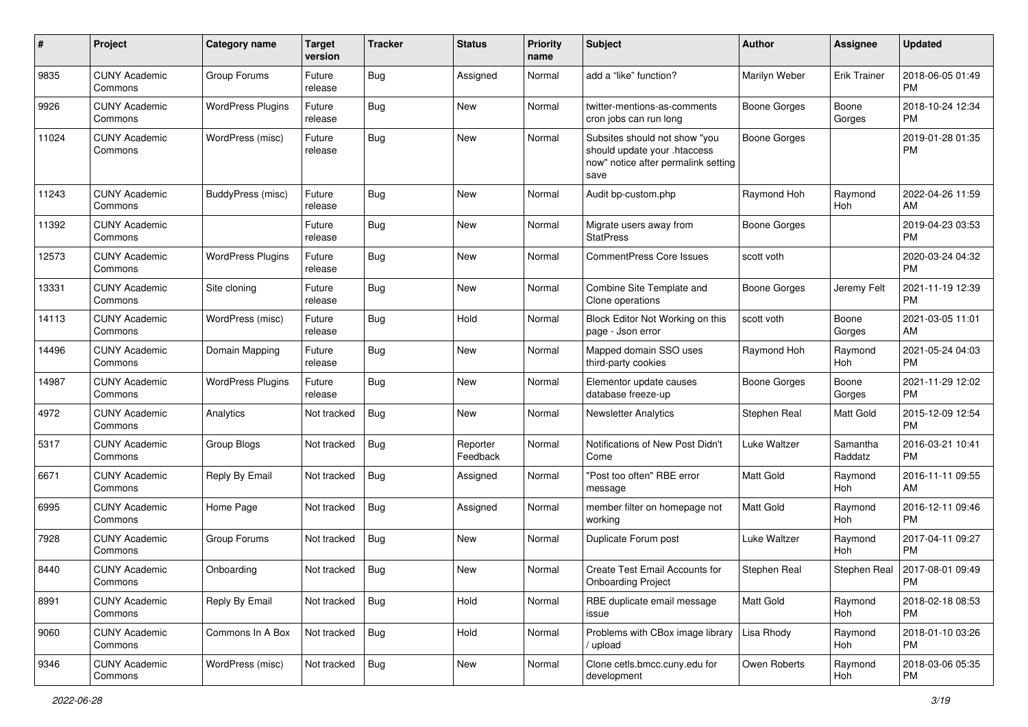| # | Project | Category name | Target version | Tracker | Status | Priority name | Subject | Author | Assignee | Updated |
| --- | --- | --- | --- | --- | --- | --- | --- | --- | --- | --- |
| 9835 | CUNY Academic Commons | Group Forums | Future release | Bug | Assigned | Normal | add a “like” function? | Marilyn Weber | Erik Trainer | 2018-06-05 01:49 PM |
| 9926 | CUNY Academic Commons | WordPress Plugins | Future release | Bug | New | Normal | twitter-mentions-as-comments cron jobs can run long | Boone Gorges | Boone Gorges | 2018-10-24 12:34 PM |
| 11024 | CUNY Academic Commons | WordPress (misc) | Future release | Bug | New | Normal | Subsites should not show "you should update your .htaccess now" notice after permalink setting save | Boone Gorges | | 2019-01-28 01:35 PM |
| 11243 | CUNY Academic Commons | BuddyPress (misc) | Future release | Bug | New | Normal | Audit bp-custom.php | Raymond Hoh | Raymond Hoh | 2022-04-26 11:59 AM |
| 11392 | CUNY Academic Commons | | Future release | Bug | New | Normal | Migrate users away from StatPress | Boone Gorges | | 2019-04-23 03:53 PM |
| 12573 | CUNY Academic Commons | WordPress Plugins | Future release | Bug | New | Normal | CommentPress Core Issues | scott voth | | 2020-03-24 04:32 PM |
| 13331 | CUNY Academic Commons | Site cloning | Future release | Bug | New | Normal | Combine Site Template and Clone operations | Boone Gorges | Jeremy Felt | 2021-11-19 12:39 PM |
| 14113 | CUNY Academic Commons | WordPress (misc) | Future release | Bug | Hold | Normal | Block Editor Not Working on this page - Json error | scott voth | Boone Gorges | 2021-03-05 11:01 AM |
| 14496 | CUNY Academic Commons | Domain Mapping | Future release | Bug | New | Normal | Mapped domain SSO uses third-party cookies | Raymond Hoh | Raymond Hoh | 2021-05-24 04:03 PM |
| 14987 | CUNY Academic Commons | WordPress Plugins | Future release | Bug | New | Normal | Elementor update causes database freeze-up | Boone Gorges | Boone Gorges | 2021-11-29 12:02 PM |
| 4972 | CUNY Academic Commons | Analytics | Not tracked | Bug | New | Normal | Newsletter Analytics | Stephen Real | Matt Gold | 2015-12-09 12:54 PM |
| 5317 | CUNY Academic Commons | Group Blogs | Not tracked | Bug | Reporter Feedback | Normal | Notifications of New Post Didn't Come | Luke Waltzer | Samantha Raddatz | 2016-03-21 10:41 PM |
| 6671 | CUNY Academic Commons | Reply By Email | Not tracked | Bug | Assigned | Normal | "Post too often" RBE error message | Matt Gold | Raymond Hoh | 2016-11-11 09:55 AM |
| 6995 | CUNY Academic Commons | Home Page | Not tracked | Bug | Assigned | Normal | member filter on homepage not working | Matt Gold | Raymond Hoh | 2016-12-11 09:46 PM |
| 7928 | CUNY Academic Commons | Group Forums | Not tracked | Bug | New | Normal | Duplicate Forum post | Luke Waltzer | Raymond Hoh | 2017-04-11 09:27 PM |
| 8440 | CUNY Academic Commons | Onboarding | Not tracked | Bug | New | Normal | Create Test Email Accounts for Onboarding Project | Stephen Real | Stephen Real | 2017-08-01 09:49 PM |
| 8991 | CUNY Academic Commons | Reply By Email | Not tracked | Bug | Hold | Normal | RBE duplicate email message issue | Matt Gold | Raymond Hoh | 2018-02-18 08:53 PM |
| 9060 | CUNY Academic Commons | Commons In A Box | Not tracked | Bug | Hold | Normal | Problems with CBox image library / upload | Lisa Rhody | Raymond Hoh | 2018-01-10 03:26 PM |
| 9346 | CUNY Academic Commons | WordPress (misc) | Not tracked | Bug | New | Normal | Clone cetls.bmcc.cuny.edu for development | Owen Roberts | Raymond Hoh | 2018-03-06 05:35 PM |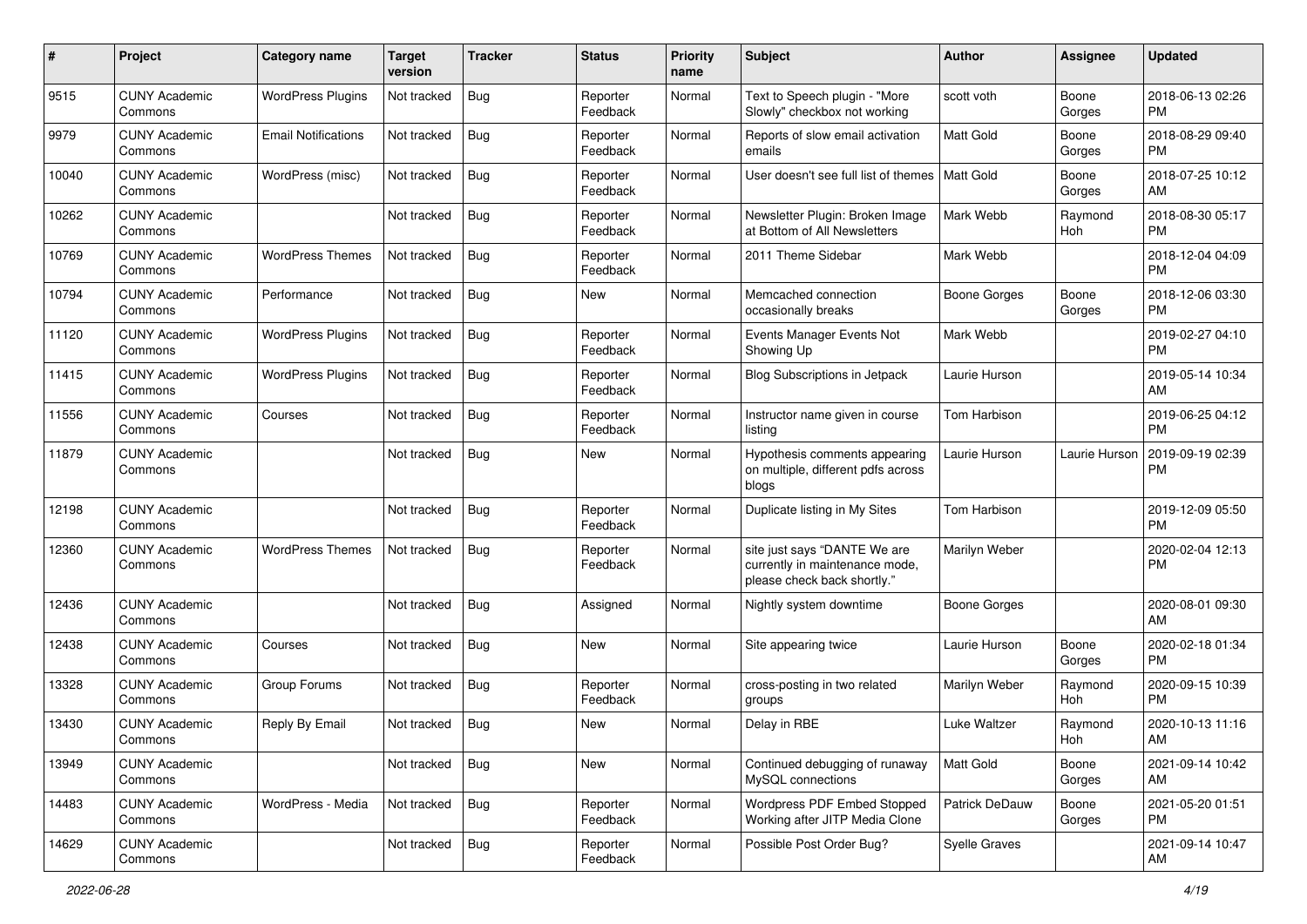| # | Project | Category name | Target version | Tracker | Status | Priority name | Subject | Author | Assignee | Updated |
|---|---|---|---|---|---|---|---|---|---|---|
| 9515 | CUNY Academic Commons | WordPress Plugins | Not tracked | Bug | Reporter Feedback | Normal | Text to Speech plugin - "More Slowly" checkbox not working | scott voth | Boone Gorges | 2018-06-13 02:26 PM |
| 9979 | CUNY Academic Commons | Email Notifications | Not tracked | Bug | Reporter Feedback | Normal | Reports of slow email activation emails | Matt Gold | Boone Gorges | 2018-08-29 09:40 PM |
| 10040 | CUNY Academic Commons | WordPress (misc) | Not tracked | Bug | Reporter Feedback | Normal | User doesn't see full list of themes | Matt Gold | Boone Gorges | 2018-07-25 10:12 AM |
| 10262 | CUNY Academic Commons | | Not tracked | Bug | Reporter Feedback | Normal | Newsletter Plugin: Broken Image at Bottom of All Newsletters | Mark Webb | Raymond Hoh | 2018-08-30 05:17 PM |
| 10769 | CUNY Academic Commons | WordPress Themes | Not tracked | Bug | Reporter Feedback | Normal | 2011 Theme Sidebar | Mark Webb | | 2018-12-04 04:09 PM |
| 10794 | CUNY Academic Commons | Performance | Not tracked | Bug | New | Normal | Memcached connection occasionally breaks | Boone Gorges | Boone Gorges | 2018-12-06 03:30 PM |
| 11120 | CUNY Academic Commons | WordPress Plugins | Not tracked | Bug | Reporter Feedback | Normal | Events Manager Events Not Showing Up | Mark Webb | | 2019-02-27 04:10 PM |
| 11415 | CUNY Academic Commons | WordPress Plugins | Not tracked | Bug | Reporter Feedback | Normal | Blog Subscriptions in Jetpack | Laurie Hurson | | 2019-05-14 10:34 AM |
| 11556 | CUNY Academic Commons | Courses | Not tracked | Bug | Reporter Feedback | Normal | Instructor name given in course listing | Tom Harbison | | 2019-06-25 04:12 PM |
| 11879 | CUNY Academic Commons | | Not tracked | Bug | New | Normal | Hypothesis comments appearing on multiple, different pdfs across blogs | Laurie Hurson | Laurie Hurson | 2019-09-19 02:39 PM |
| 12198 | CUNY Academic Commons | | Not tracked | Bug | Reporter Feedback | Normal | Duplicate listing in My Sites | Tom Harbison | | 2019-12-09 05:50 PM |
| 12360 | CUNY Academic Commons | WordPress Themes | Not tracked | Bug | Reporter Feedback | Normal | site just says "DANTE We are currently in maintenance mode, please check back shortly." | Marilyn Weber | | 2020-02-04 12:13 PM |
| 12436 | CUNY Academic Commons | | Not tracked | Bug | Assigned | Normal | Nightly system downtime | Boone Gorges | | 2020-08-01 09:30 AM |
| 12438 | CUNY Academic Commons | Courses | Not tracked | Bug | New | Normal | Site appearing twice | Laurie Hurson | Boone Gorges | 2020-02-18 01:34 PM |
| 13328 | CUNY Academic Commons | Group Forums | Not tracked | Bug | Reporter Feedback | Normal | cross-posting in two related groups | Marilyn Weber | Raymond Hoh | 2020-09-15 10:39 PM |
| 13430 | CUNY Academic Commons | Reply By Email | Not tracked | Bug | New | Normal | Delay in RBE | Luke Waltzer | Raymond Hoh | 2020-10-13 11:16 AM |
| 13949 | CUNY Academic Commons | | Not tracked | Bug | New | Normal | Continued debugging of runaway MySQL connections | Matt Gold | Boone Gorges | 2021-09-14 10:42 AM |
| 14483 | CUNY Academic Commons | WordPress - Media | Not tracked | Bug | Reporter Feedback | Normal | Wordpress PDF Embed Stopped Working after JITP Media Clone | Patrick DeDauw | Boone Gorges | 2021-05-20 01:51 PM |
| 14629 | CUNY Academic Commons | | Not tracked | Bug | Reporter Feedback | Normal | Possible Post Order Bug? | Syelle Graves | | 2021-09-14 10:47 AM |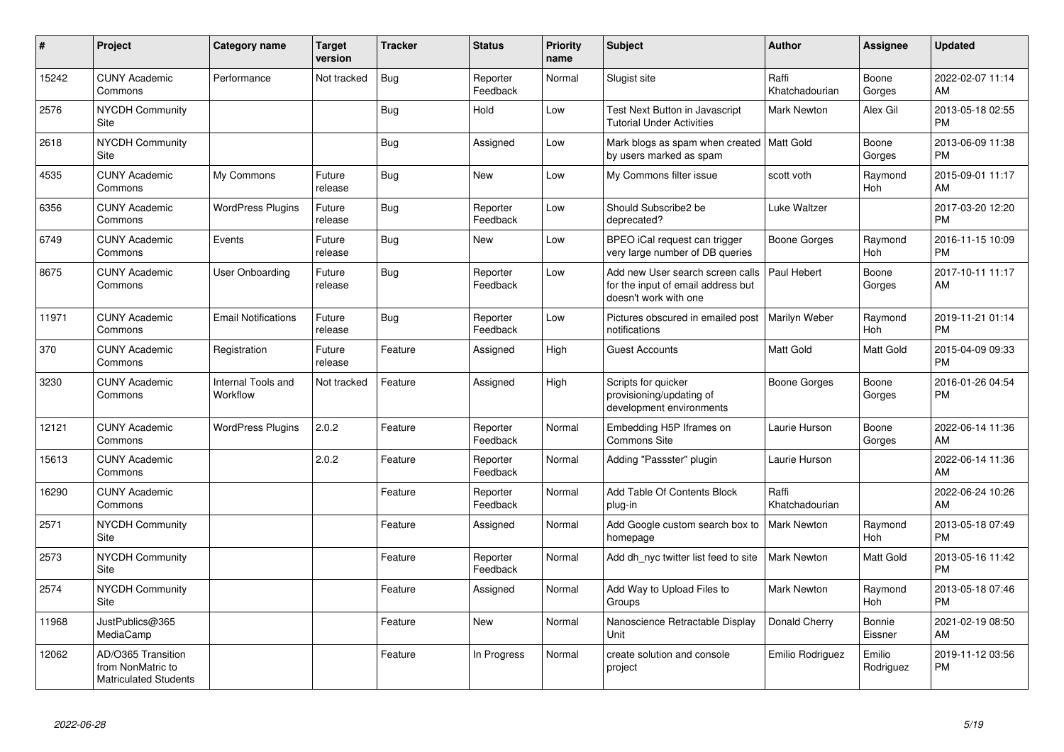| # | Project | Category name | Target version | Tracker | Status | Priority name | Subject | Author | Assignee | Updated |
|---|---|---|---|---|---|---|---|---|---|---|
| 15242 | CUNY Academic Commons | Performance | Not tracked | Bug | Reporter Feedback | Normal | Slugist site | Raffi Khatchadourian | Boone Gorges | 2022-02-07 11:14 AM |
| 2576 | NYCDH Community Site | | | Bug | Hold | Low | Test Next Button in Javascript Tutorial Under Activities | Mark Newton | Alex Gil | 2013-05-18 02:55 PM |
| 2618 | NYCDH Community Site | | | Bug | Assigned | Low | Mark blogs as spam when created by users marked as spam | Matt Gold | Boone Gorges | 2013-06-09 11:38 PM |
| 4535 | CUNY Academic Commons | My Commons | Future release | Bug | New | Low | My Commons filter issue | scott voth | Raymond Hoh | 2015-09-01 11:17 AM |
| 6356 | CUNY Academic Commons | WordPress Plugins | Future release | Bug | Reporter Feedback | Low | Should Subscribe2 be deprecated? | Luke Waltzer | | 2017-03-20 12:20 PM |
| 6749 | CUNY Academic Commons | Events | Future release | Bug | New | Low | BPEO iCal request can trigger very large number of DB queries | Boone Gorges | Raymond Hoh | 2016-11-15 10:09 PM |
| 8675 | CUNY Academic Commons | User Onboarding | Future release | Bug | Reporter Feedback | Low | Add new User search screen calls for the input of email address but doesn't work with one | Paul Hebert | Boone Gorges | 2017-10-11 11:17 AM |
| 11971 | CUNY Academic Commons | Email Notifications | Future release | Bug | Reporter Feedback | Low | Pictures obscured in emailed post notifications | Marilyn Weber | Raymond Hoh | 2019-11-21 01:14 PM |
| 370 | CUNY Academic Commons | Registration | Future release | Feature | Assigned | High | Guest Accounts | Matt Gold | Matt Gold | 2015-04-09 09:33 PM |
| 3230 | CUNY Academic Commons | Internal Tools and Workflow | Not tracked | Feature | Assigned | High | Scripts for quicker provisioning/updating of development environments | Boone Gorges | Boone Gorges | 2016-01-26 04:54 PM |
| 12121 | CUNY Academic Commons | WordPress Plugins | 2.0.2 | Feature | Reporter Feedback | Normal | Embedding H5P Iframes on Commons Site | Laurie Hurson | Boone Gorges | 2022-06-14 11:36 AM |
| 15613 | CUNY Academic Commons | | 2.0.2 | Feature | Reporter Feedback | Normal | Adding "Passster" plugin | Laurie Hurson | | 2022-06-14 11:36 AM |
| 16290 | CUNY Academic Commons | | | Feature | Reporter Feedback | Normal | Add Table Of Contents Block plug-in | Raffi Khatchadourian | | 2022-06-24 10:26 AM |
| 2571 | NYCDH Community Site | | | Feature | Assigned | Normal | Add Google custom search box to homepage | Mark Newton | Raymond Hoh | 2013-05-18 07:49 PM |
| 2573 | NYCDH Community Site | | | Feature | Reporter Feedback | Normal | Add dh_nyc twitter list feed to site | Mark Newton | Matt Gold | 2013-05-16 11:42 PM |
| 2574 | NYCDH Community Site | | | Feature | Assigned | Normal | Add Way to Upload Files to Groups | Mark Newton | Raymond Hoh | 2013-05-18 07:46 PM |
| 11968 | JustPublics@365 MediaCamp | | | Feature | New | Normal | Nanoscience Retractable Display Unit | Donald Cherry | Bonnie Eissner | 2021-02-19 08:50 AM |
| 12062 | AD/O365 Transition from NonMatric to Matriculated Students | | | Feature | In Progress | Normal | create solution and console project | Emilio Rodriguez | Emilio Rodriguez | 2019-11-12 03:56 PM |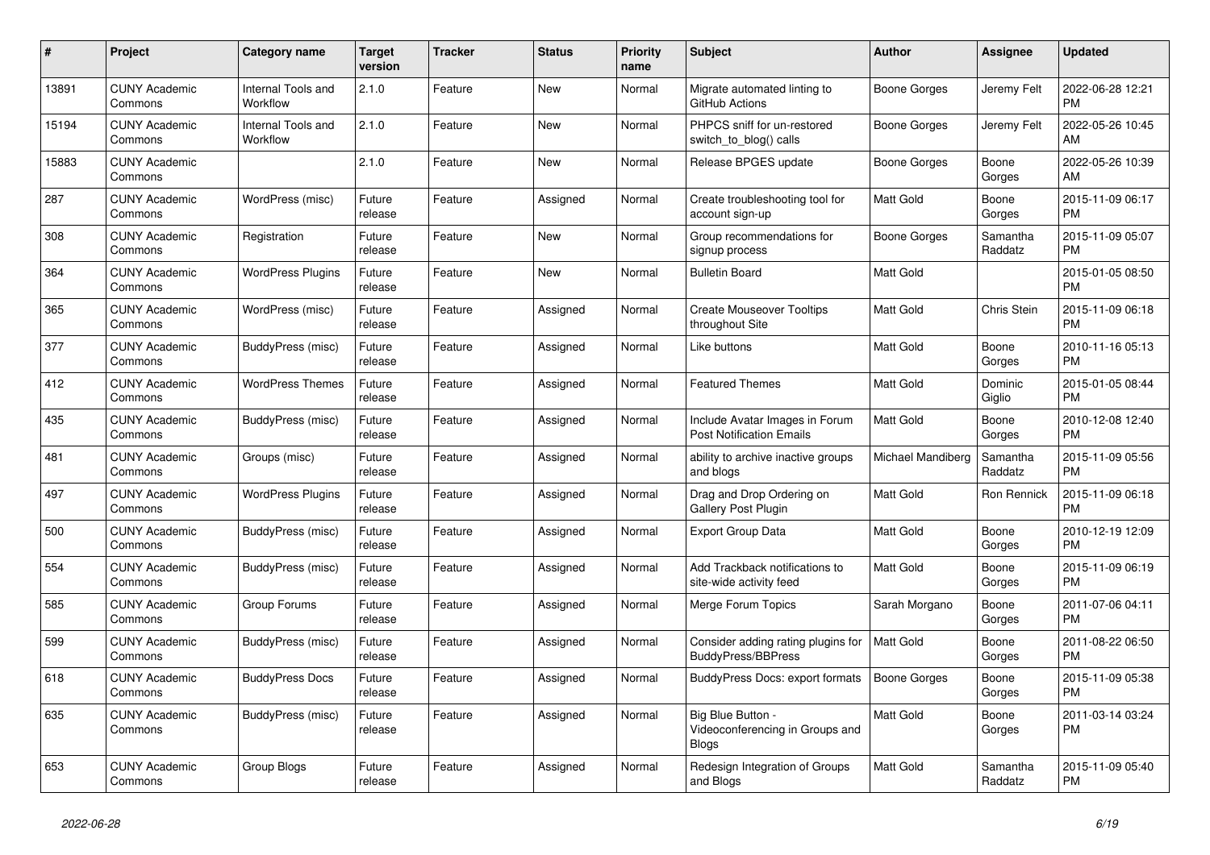| # | Project | Category name | Target version | Tracker | Status | Priority name | Subject | Author | Assignee | Updated |
|---|---|---|---|---|---|---|---|---|---|---|
| 13891 | CUNY Academic Commons | Internal Tools and Workflow | 2.1.0 | Feature | New | Normal | Migrate automated linting to GitHub Actions | Boone Gorges | Jeremy Felt | 2022-06-28 12:21 PM |
| 15194 | CUNY Academic Commons | Internal Tools and Workflow | 2.1.0 | Feature | New | Normal | PHPCS sniff for un-restored switch_to_blog() calls | Boone Gorges | Jeremy Felt | 2022-05-26 10:45 AM |
| 15883 | CUNY Academic Commons | | 2.1.0 | Feature | New | Normal | Release BPGES update | Boone Gorges | Boone Gorges | 2022-05-26 10:39 AM |
| 287 | CUNY Academic Commons | WordPress (misc) | Future release | Feature | Assigned | Normal | Create troubleshooting tool for account sign-up | Matt Gold | Boone Gorges | 2015-11-09 06:17 PM |
| 308 | CUNY Academic Commons | Registration | Future release | Feature | New | Normal | Group recommendations for signup process | Boone Gorges | Samantha Raddatz | 2015-11-09 05:07 PM |
| 364 | CUNY Academic Commons | WordPress Plugins | Future release | Feature | New | Normal | Bulletin Board | Matt Gold | | 2015-01-05 08:50 PM |
| 365 | CUNY Academic Commons | WordPress (misc) | Future release | Feature | Assigned | Normal | Create Mouseover Tooltips throughout Site | Matt Gold | Chris Stein | 2015-11-09 06:18 PM |
| 377 | CUNY Academic Commons | BuddyPress (misc) | Future release | Feature | Assigned | Normal | Like buttons | Matt Gold | Boone Gorges | 2010-11-16 05:13 PM |
| 412 | CUNY Academic Commons | WordPress Themes | Future release | Feature | Assigned | Normal | Featured Themes | Matt Gold | Dominic Giglio | 2015-01-05 08:44 PM |
| 435 | CUNY Academic Commons | BuddyPress (misc) | Future release | Feature | Assigned | Normal | Include Avatar Images in Forum Post Notification Emails | Matt Gold | Boone Gorges | 2010-12-08 12:40 PM |
| 481 | CUNY Academic Commons | Groups (misc) | Future release | Feature | Assigned | Normal | ability to archive inactive groups and blogs | Michael Mandiberg | Samantha Raddatz | 2015-11-09 05:56 PM |
| 497 | CUNY Academic Commons | WordPress Plugins | Future release | Feature | Assigned | Normal | Drag and Drop Ordering on Gallery Post Plugin | Matt Gold | Ron Rennick | 2015-11-09 06:18 PM |
| 500 | CUNY Academic Commons | BuddyPress (misc) | Future release | Feature | Assigned | Normal | Export Group Data | Matt Gold | Boone Gorges | 2010-12-19 12:09 PM |
| 554 | CUNY Academic Commons | BuddyPress (misc) | Future release | Feature | Assigned | Normal | Add Trackback notifications to site-wide activity feed | Matt Gold | Boone Gorges | 2015-11-09 06:19 PM |
| 585 | CUNY Academic Commons | Group Forums | Future release | Feature | Assigned | Normal | Merge Forum Topics | Sarah Morgano | Boone Gorges | 2011-07-06 04:11 PM |
| 599 | CUNY Academic Commons | BuddyPress (misc) | Future release | Feature | Assigned | Normal | Consider adding rating plugins for BuddyPress/BBPress | Matt Gold | Boone Gorges | 2011-08-22 06:50 PM |
| 618 | CUNY Academic Commons | BuddyPress Docs | Future release | Feature | Assigned | Normal | BuddyPress Docs: export formats | Boone Gorges | Boone Gorges | 2015-11-09 05:38 PM |
| 635 | CUNY Academic Commons | BuddyPress (misc) | Future release | Feature | Assigned | Normal | Big Blue Button - Videoconferencing in Groups and Blogs | Matt Gold | Boone Gorges | 2011-03-14 03:24 PM |
| 653 | CUNY Academic Commons | Group Blogs | Future release | Feature | Assigned | Normal | Redesign Integration of Groups and Blogs | Matt Gold | Samantha Raddatz | 2015-11-09 05:40 PM |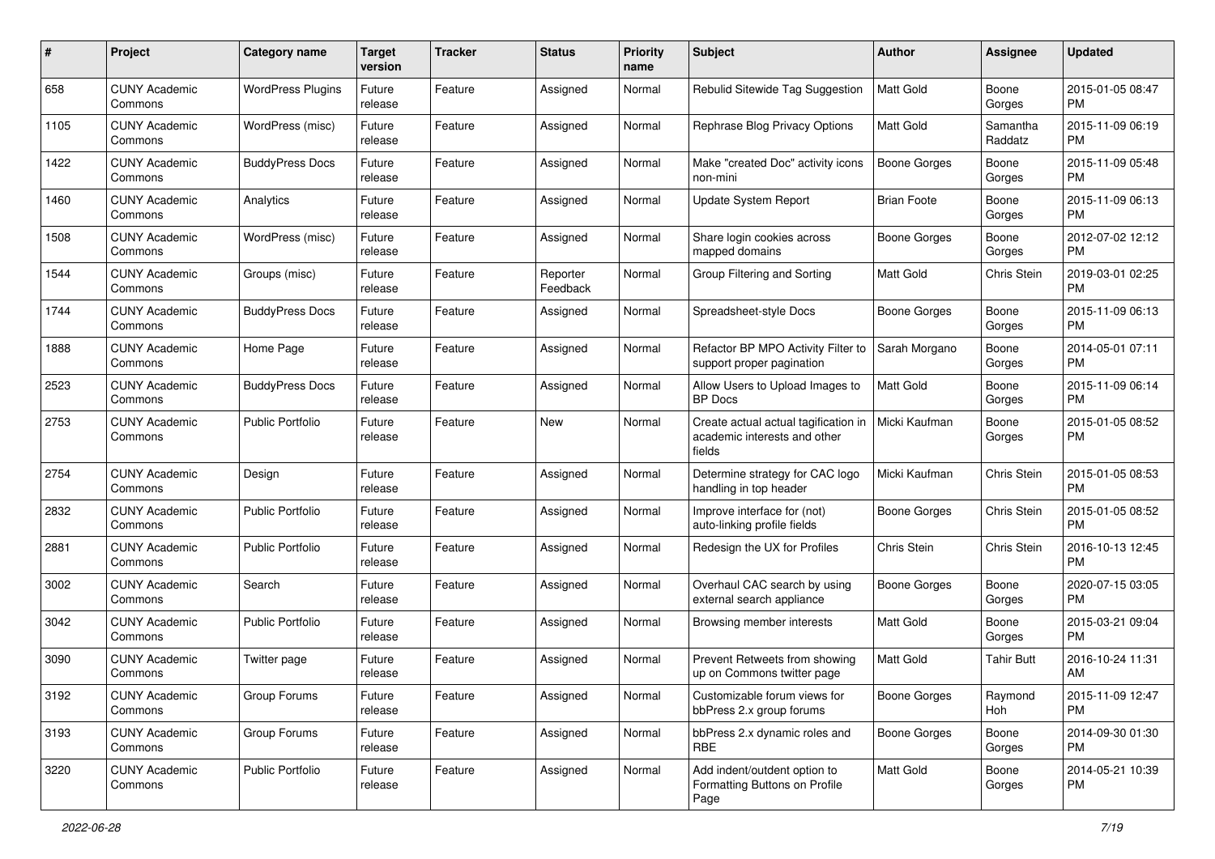| # | Project | Category name | Target version | Tracker | Status | Priority name | Subject | Author | Assignee | Updated |
|---|---|---|---|---|---|---|---|---|---|---|
| 658 | CUNY Academic Commons | WordPress Plugins | Future release | Feature | Assigned | Normal | Rebulid Sitewide Tag Suggestion | Matt Gold | Boone Gorges | 2015-01-05 08:47 PM |
| 1105 | CUNY Academic Commons | WordPress (misc) | Future release | Feature | Assigned | Normal | Rephrase Blog Privacy Options | Matt Gold | Samantha Raddatz | 2015-11-09 06:19 PM |
| 1422 | CUNY Academic Commons | BuddyPress Docs | Future release | Feature | Assigned | Normal | Make "created Doc" activity icons non-mini | Boone Gorges | Boone Gorges | 2015-11-09 05:48 PM |
| 1460 | CUNY Academic Commons | Analytics | Future release | Feature | Assigned | Normal | Update System Report | Brian Foote | Boone Gorges | 2015-11-09 06:13 PM |
| 1508 | CUNY Academic Commons | WordPress (misc) | Future release | Feature | Assigned | Normal | Share login cookies across mapped domains | Boone Gorges | Boone Gorges | 2012-07-02 12:12 PM |
| 1544 | CUNY Academic Commons | Groups (misc) | Future release | Feature | Reporter Feedback | Normal | Group Filtering and Sorting | Matt Gold | Chris Stein | 2019-03-01 02:25 PM |
| 1744 | CUNY Academic Commons | BuddyPress Docs | Future release | Feature | Assigned | Normal | Spreadsheet-style Docs | Boone Gorges | Boone Gorges | 2015-11-09 06:13 PM |
| 1888 | CUNY Academic Commons | Home Page | Future release | Feature | Assigned | Normal | Refactor BP MPO Activity Filter to support proper pagination | Sarah Morgano | Boone Gorges | 2014-05-01 07:11 PM |
| 2523 | CUNY Academic Commons | BuddyPress Docs | Future release | Feature | Assigned | Normal | Allow Users to Upload Images to BP Docs | Matt Gold | Boone Gorges | 2015-11-09 06:14 PM |
| 2753 | CUNY Academic Commons | Public Portfolio | Future release | Feature | New | Normal | Create actual actual tagification in academic interests and other fields | Micki Kaufman | Boone Gorges | 2015-01-05 08:52 PM |
| 2754 | CUNY Academic Commons | Design | Future release | Feature | Assigned | Normal | Determine strategy for CAC logo handling in top header | Micki Kaufman | Chris Stein | 2015-01-05 08:53 PM |
| 2832 | CUNY Academic Commons | Public Portfolio | Future release | Feature | Assigned | Normal | Improve interface for (not) auto-linking profile fields | Boone Gorges | Chris Stein | 2015-01-05 08:52 PM |
| 2881 | CUNY Academic Commons | Public Portfolio | Future release | Feature | Assigned | Normal | Redesign the UX for Profiles | Chris Stein | Chris Stein | 2016-10-13 12:45 PM |
| 3002 | CUNY Academic Commons | Search | Future release | Feature | Assigned | Normal | Overhaul CAC search by using external search appliance | Boone Gorges | Boone Gorges | 2020-07-15 03:05 PM |
| 3042 | CUNY Academic Commons | Public Portfolio | Future release | Feature | Assigned | Normal | Browsing member interests | Matt Gold | Boone Gorges | 2015-03-21 09:04 PM |
| 3090 | CUNY Academic Commons | Twitter page | Future release | Feature | Assigned | Normal | Prevent Retweets from showing up on Commons twitter page | Matt Gold | Tahir Butt | 2016-10-24 11:31 AM |
| 3192 | CUNY Academic Commons | Group Forums | Future release | Feature | Assigned | Normal | Customizable forum views for bbPress 2.x group forums | Boone Gorges | Raymond Hoh | 2015-11-09 12:47 PM |
| 3193 | CUNY Academic Commons | Group Forums | Future release | Feature | Assigned | Normal | bbPress 2.x dynamic roles and RBE | Boone Gorges | Boone Gorges | 2014-09-30 01:30 PM |
| 3220 | CUNY Academic Commons | Public Portfolio | Future release | Feature | Assigned | Normal | Add indent/outdent option to Formatting Buttons on Profile Page | Matt Gold | Boone Gorges | 2014-05-21 10:39 PM |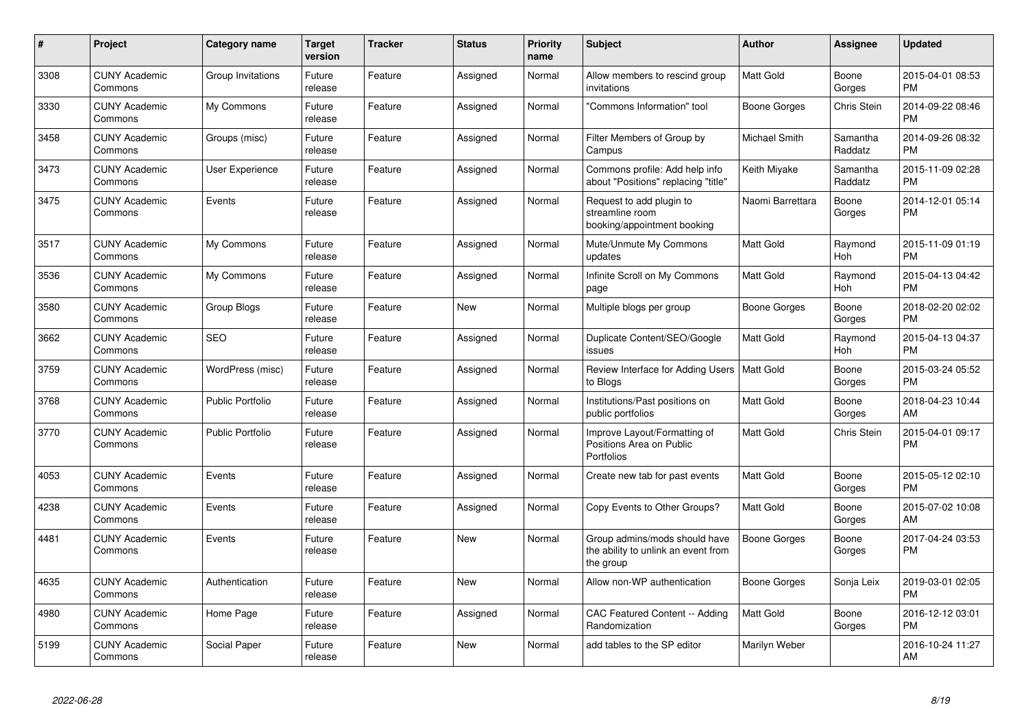| # | Project | Category name | Target version | Tracker | Status | Priority name | Subject | Author | Assignee | Updated |
|---|---|---|---|---|---|---|---|---|---|---|
| 3308 | CUNY Academic Commons | Group Invitations | Future release | Feature | Assigned | Normal | Allow members to rescind group invitations | Matt Gold | Boone Gorges | 2015-04-01 08:53 PM |
| 3330 | CUNY Academic Commons | My Commons | Future release | Feature | Assigned | Normal | "Commons Information" tool | Boone Gorges | Chris Stein | 2014-09-22 08:46 PM |
| 3458 | CUNY Academic Commons | Groups (misc) | Future release | Feature | Assigned | Normal | Filter Members of Group by Campus | Michael Smith | Samantha Raddatz | 2014-09-26 08:32 PM |
| 3473 | CUNY Academic Commons | User Experience | Future release | Feature | Assigned | Normal | Commons profile: Add help info about "Positions" replacing "title" | Keith Miyake | Samantha Raddatz | 2015-11-09 02:28 PM |
| 3475 | CUNY Academic Commons | Events | Future release | Feature | Assigned | Normal | Request to add plugin to streamline room booking/appointment booking | Naomi Barrettara | Boone Gorges | 2014-12-01 05:14 PM |
| 3517 | CUNY Academic Commons | My Commons | Future release | Feature | Assigned | Normal | Mute/Unmute My Commons updates | Matt Gold | Raymond Hoh | 2015-11-09 01:19 PM |
| 3536 | CUNY Academic Commons | My Commons | Future release | Feature | Assigned | Normal | Infinite Scroll on My Commons page | Matt Gold | Raymond Hoh | 2015-04-13 04:42 PM |
| 3580 | CUNY Academic Commons | Group Blogs | Future release | Feature | New | Normal | Multiple blogs per group | Boone Gorges | Boone Gorges | 2018-02-20 02:02 PM |
| 3662 | CUNY Academic Commons | SEO | Future release | Feature | Assigned | Normal | Duplicate Content/SEO/Google issues | Matt Gold | Raymond Hoh | 2015-04-13 04:37 PM |
| 3759 | CUNY Academic Commons | WordPress (misc) | Future release | Feature | Assigned | Normal | Review Interface for Adding Users to Blogs | Matt Gold | Boone Gorges | 2015-03-24 05:52 PM |
| 3768 | CUNY Academic Commons | Public Portfolio | Future release | Feature | Assigned | Normal | Institutions/Past positions on public portfolios | Matt Gold | Boone Gorges | 2018-04-23 10:44 AM |
| 3770 | CUNY Academic Commons | Public Portfolio | Future release | Feature | Assigned | Normal | Improve Layout/Formatting of Positions Area on Public Portfolios | Matt Gold | Chris Stein | 2015-04-01 09:17 PM |
| 4053 | CUNY Academic Commons | Events | Future release | Feature | Assigned | Normal | Create new tab for past events | Matt Gold | Boone Gorges | 2015-05-12 02:10 PM |
| 4238 | CUNY Academic Commons | Events | Future release | Feature | Assigned | Normal | Copy Events to Other Groups? | Matt Gold | Boone Gorges | 2015-07-02 10:08 AM |
| 4481 | CUNY Academic Commons | Events | Future release | Feature | New | Normal | Group admins/mods should have the ability to unlink an event from the group | Boone Gorges | Boone Gorges | 2017-04-24 03:53 PM |
| 4635 | CUNY Academic Commons | Authentication | Future release | Feature | New | Normal | Allow non-WP authentication | Boone Gorges | Sonja Leix | 2019-03-01 02:05 PM |
| 4980 | CUNY Academic Commons | Home Page | Future release | Feature | Assigned | Normal | CAC Featured Content -- Adding Randomization | Matt Gold | Boone Gorges | 2016-12-12 03:01 PM |
| 5199 | CUNY Academic Commons | Social Paper | Future release | Feature | New | Normal | add tables to the SP editor | Marilyn Weber | | 2016-10-24 11:27 AM |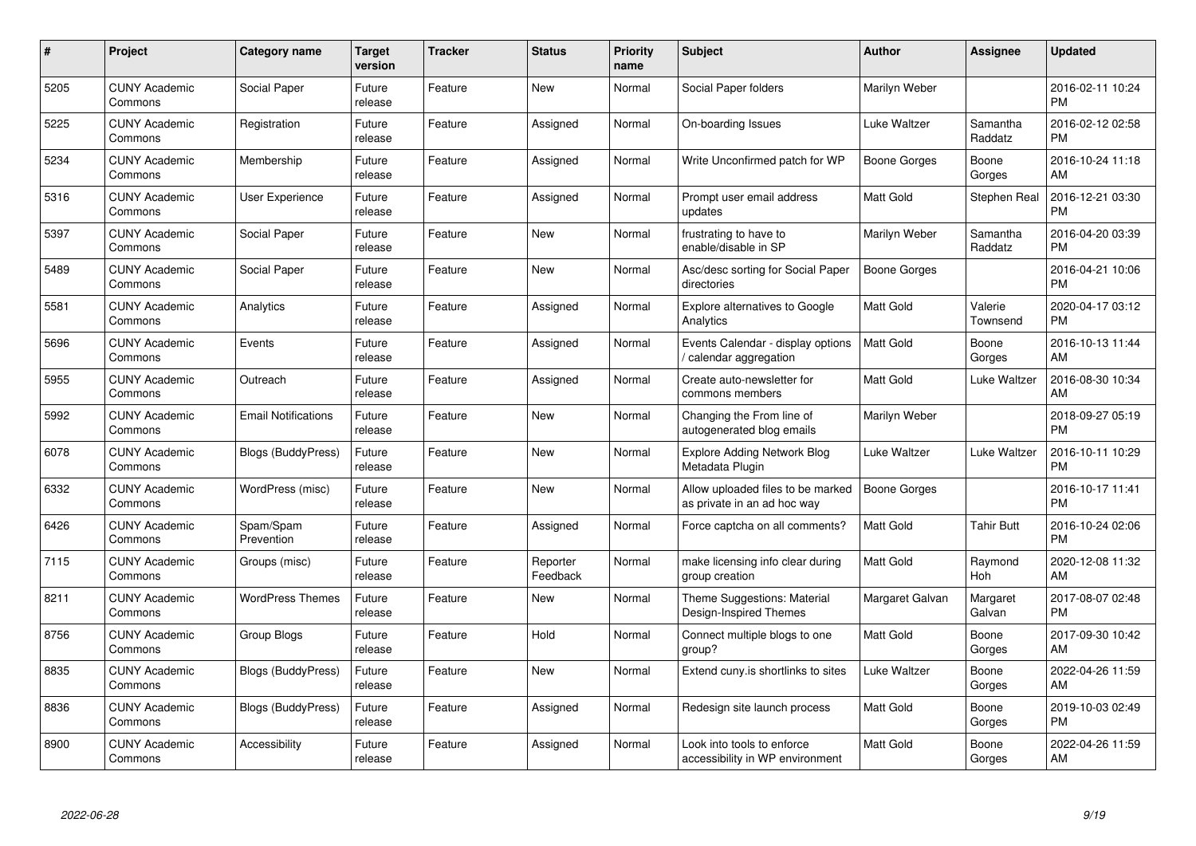| # | Project | Category name | Target version | Tracker | Status | Priority name | Subject | Author | Assignee | Updated |
|---|---|---|---|---|---|---|---|---|---|---|
| 5205 | CUNY Academic Commons | Social Paper | Future release | Feature | New | Normal | Social Paper folders | Marilyn Weber | | 2016-02-11 10:24 PM |
| 5225 | CUNY Academic Commons | Registration | Future release | Feature | Assigned | Normal | On-boarding Issues | Luke Waltzer | Samantha Raddatz | 2016-02-12 02:58 PM |
| 5234 | CUNY Academic Commons | Membership | Future release | Feature | Assigned | Normal | Write Unconfirmed patch for WP | Boone Gorges | Boone Gorges | 2016-10-24 11:18 AM |
| 5316 | CUNY Academic Commons | User Experience | Future release | Feature | Assigned | Normal | Prompt user email address updates | Matt Gold | Stephen Real | 2016-12-21 03:30 PM |
| 5397 | CUNY Academic Commons | Social Paper | Future release | Feature | New | Normal | frustrating to have to enable/disable in SP | Marilyn Weber | Samantha Raddatz | 2016-04-20 03:39 PM |
| 5489 | CUNY Academic Commons | Social Paper | Future release | Feature | New | Normal | Asc/desc sorting for Social Paper directories | Boone Gorges | | 2016-04-21 10:06 PM |
| 5581 | CUNY Academic Commons | Analytics | Future release | Feature | Assigned | Normal | Explore alternatives to Google Analytics | Matt Gold | Valerie Townsend | 2020-04-17 03:12 PM |
| 5696 | CUNY Academic Commons | Events | Future release | Feature | Assigned | Normal | Events Calendar - display options / calendar aggregation | Matt Gold | Boone Gorges | 2016-10-13 11:44 AM |
| 5955 | CUNY Academic Commons | Outreach | Future release | Feature | Assigned | Normal | Create auto-newsletter for commons members | Matt Gold | Luke Waltzer | 2016-08-30 10:34 AM |
| 5992 | CUNY Academic Commons | Email Notifications | Future release | Feature | New | Normal | Changing the From line of autogenerated blog emails | Marilyn Weber | | 2018-09-27 05:19 PM |
| 6078 | CUNY Academic Commons | Blogs (BuddyPress) | Future release | Feature | New | Normal | Explore Adding Network Blog Metadata Plugin | Luke Waltzer | Luke Waltzer | 2016-10-11 10:29 PM |
| 6332 | CUNY Academic Commons | WordPress (misc) | Future release | Feature | New | Normal | Allow uploaded files to be marked as private in an ad hoc way | Boone Gorges | | 2016-10-17 11:41 PM |
| 6426 | CUNY Academic Commons | Spam/Spam Prevention | Future release | Feature | Assigned | Normal | Force captcha on all comments? | Matt Gold | Tahir Butt | 2016-10-24 02:06 PM |
| 7115 | CUNY Academic Commons | Groups (misc) | Future release | Feature | Reporter Feedback | Normal | make licensing info clear during group creation | Matt Gold | Raymond Hoh | 2020-12-08 11:32 AM |
| 8211 | CUNY Academic Commons | WordPress Themes | Future release | Feature | New | Normal | Theme Suggestions: Material Design-Inspired Themes | Margaret Galvan | Margaret Galvan | 2017-08-07 02:48 PM |
| 8756 | CUNY Academic Commons | Group Blogs | Future release | Feature | Hold | Normal | Connect multiple blogs to one group? | Matt Gold | Boone Gorges | 2017-09-30 10:42 AM |
| 8835 | CUNY Academic Commons | Blogs (BuddyPress) | Future release | Feature | New | Normal | Extend cuny.is shortlinks to sites | Luke Waltzer | Boone Gorges | 2022-04-26 11:59 AM |
| 8836 | CUNY Academic Commons | Blogs (BuddyPress) | Future release | Feature | Assigned | Normal | Redesign site launch process | Matt Gold | Boone Gorges | 2019-10-03 02:49 PM |
| 8900 | CUNY Academic Commons | Accessibility | Future release | Feature | Assigned | Normal | Look into tools to enforce accessibility in WP environment | Matt Gold | Boone Gorges | 2022-04-26 11:59 AM |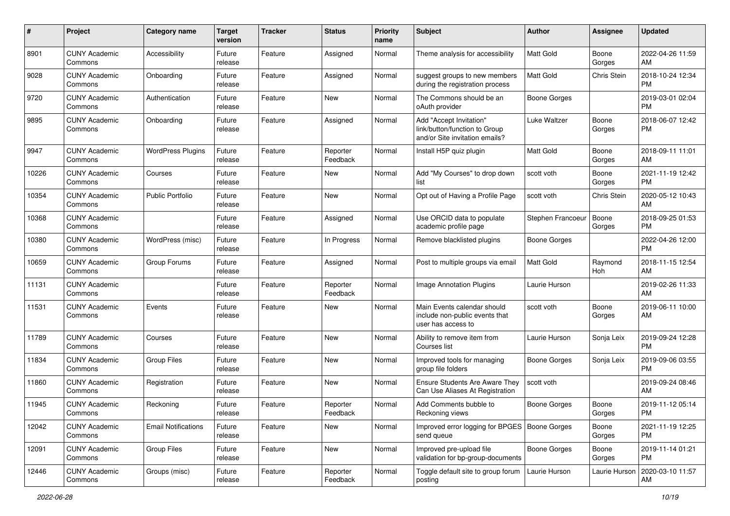| # | Project | Category name | Target version | Tracker | Status | Priority name | Subject | Author | Assignee | Updated |
|---|---|---|---|---|---|---|---|---|---|---|
| 8901 | CUNY Academic Commons | Accessibility | Future release | Feature | Assigned | Normal | Theme analysis for accessibility | Matt Gold | Boone Gorges | 2022-04-26 11:59 AM |
| 9028 | CUNY Academic Commons | Onboarding | Future release | Feature | Assigned | Normal | suggest groups to new members during the registration process | Matt Gold | Chris Stein | 2018-10-24 12:34 PM |
| 9720 | CUNY Academic Commons | Authentication | Future release | Feature | New | Normal | The Commons should be an oAuth provider | Boone Gorges | | 2019-03-01 02:04 PM |
| 9895 | CUNY Academic Commons | Onboarding | Future release | Feature | Assigned | Normal | Add "Accept Invitation" link/button/function to Group and/or Site invitation emails? | Luke Waltzer | Boone Gorges | 2018-06-07 12:42 PM |
| 9947 | CUNY Academic Commons | WordPress Plugins | Future release | Feature | Reporter Feedback | Normal | Install H5P quiz plugin | Matt Gold | Boone Gorges | 2018-09-11 11:01 AM |
| 10226 | CUNY Academic Commons | Courses | Future release | Feature | New | Normal | Add "My Courses" to drop down list | scott voth | Boone Gorges | 2021-11-19 12:42 PM |
| 10354 | CUNY Academic Commons | Public Portfolio | Future release | Feature | New | Normal | Opt out of Having a Profile Page | scott voth | Chris Stein | 2020-05-12 10:43 AM |
| 10368 | CUNY Academic Commons | | Future release | Feature | Assigned | Normal | Use ORCID data to populate academic profile page | Stephen Francoeur | Boone Gorges | 2018-09-25 01:53 PM |
| 10380 | CUNY Academic Commons | WordPress (misc) | Future release | Feature | In Progress | Normal | Remove blacklisted plugins | Boone Gorges | | 2022-04-26 12:00 PM |
| 10659 | CUNY Academic Commons | Group Forums | Future release | Feature | Assigned | Normal | Post to multiple groups via email | Matt Gold | Raymond Hoh | 2018-11-15 12:54 AM |
| 11131 | CUNY Academic Commons | | Future release | Feature | Reporter Feedback | Normal | Image Annotation Plugins | Laurie Hurson | | 2019-02-26 11:33 AM |
| 11531 | CUNY Academic Commons | Events | Future release | Feature | New | Normal | Main Events calendar should include non-public events that user has access to | scott voth | Boone Gorges | 2019-06-11 10:00 AM |
| 11789 | CUNY Academic Commons | Courses | Future release | Feature | New | Normal | Ability to remove item from Courses list | Laurie Hurson | Sonja Leix | 2019-09-24 12:28 PM |
| 11834 | CUNY Academic Commons | Group Files | Future release | Feature | New | Normal | Improved tools for managing group file folders | Boone Gorges | Sonja Leix | 2019-09-06 03:55 PM |
| 11860 | CUNY Academic Commons | Registration | Future release | Feature | New | Normal | Ensure Students Are Aware They Can Use Aliases At Registration | scott voth | | 2019-09-24 08:46 AM |
| 11945 | CUNY Academic Commons | Reckoning | Future release | Feature | Reporter Feedback | Normal | Add Comments bubble to Reckoning views | Boone Gorges | Boone Gorges | 2019-11-12 05:14 PM |
| 12042 | CUNY Academic Commons | Email Notifications | Future release | Feature | New | Normal | Improved error logging for BPGES send queue | Boone Gorges | Boone Gorges | 2021-11-19 12:25 PM |
| 12091 | CUNY Academic Commons | Group Files | Future release | Feature | New | Normal | Improved pre-upload file validation for bp-group-documents | Boone Gorges | Boone Gorges | 2019-11-14 01:21 PM |
| 12446 | CUNY Academic Commons | Groups (misc) | Future release | Feature | Reporter Feedback | Normal | Toggle default site to group forum posting | Laurie Hurson | Laurie Hurson | 2020-03-10 11:57 AM |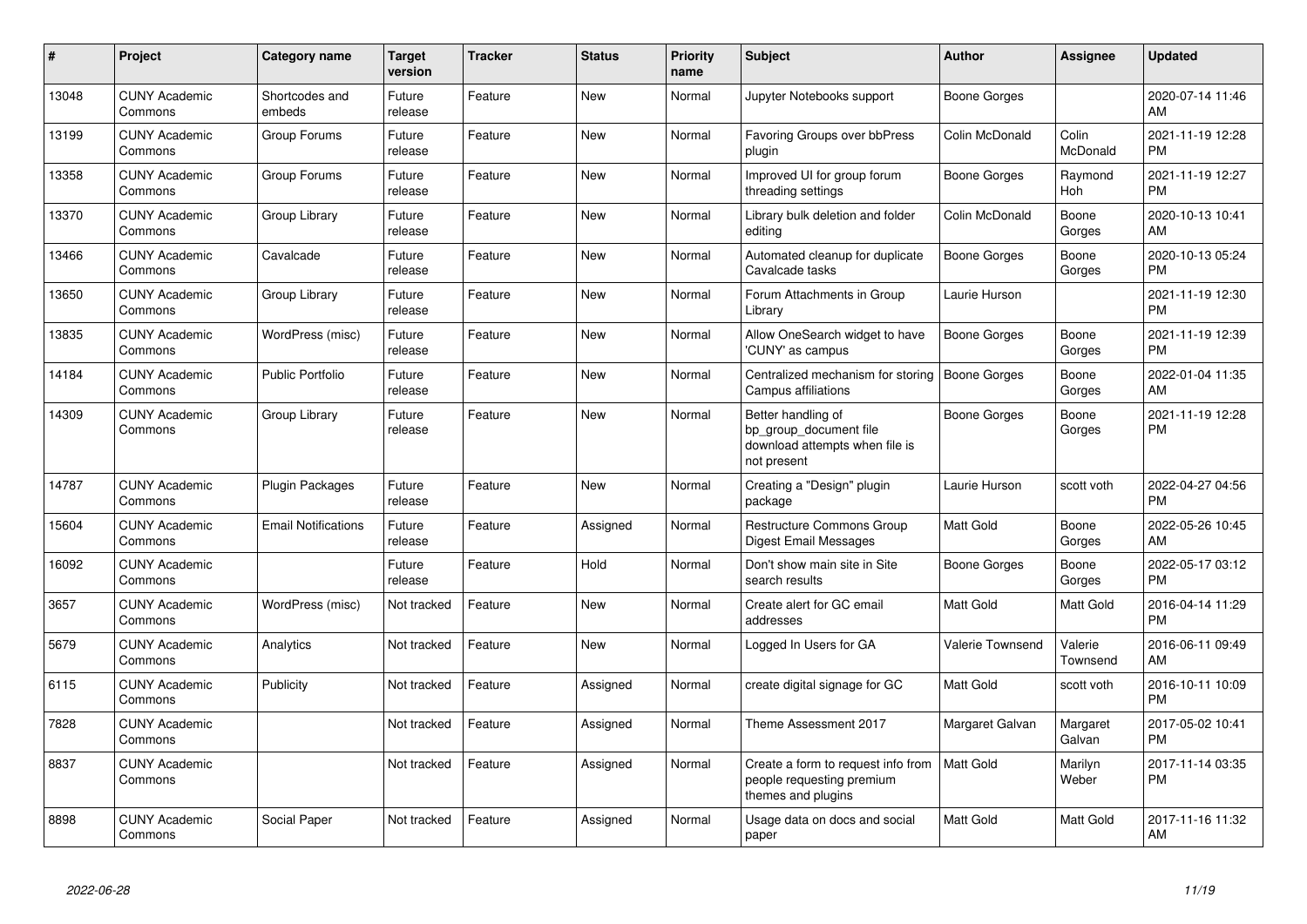| # | Project | Category name | Target version | Tracker | Status | Priority name | Subject | Author | Assignee | Updated |
|---|---|---|---|---|---|---|---|---|---|---|
| 13048 | CUNY Academic Commons | Shortcodes and embeds | Future release | Feature | New | Normal | Jupyter Notebooks support | Boone Gorges | | 2020-07-14 11:46 AM |
| 13199 | CUNY Academic Commons | Group Forums | Future release | Feature | New | Normal | Favoring Groups over bbPress plugin | Colin McDonald | Colin McDonald | 2021-11-19 12:28 PM |
| 13358 | CUNY Academic Commons | Group Forums | Future release | Feature | New | Normal | Improved UI for group forum threading settings | Boone Gorges | Raymond Hoh | 2021-11-19 12:27 PM |
| 13370 | CUNY Academic Commons | Group Library | Future release | Feature | New | Normal | Library bulk deletion and folder editing | Colin McDonald | Boone Gorges | 2020-10-13 10:41 AM |
| 13466 | CUNY Academic Commons | Cavalcade | Future release | Feature | New | Normal | Automated cleanup for duplicate Cavalcade tasks | Boone Gorges | Boone Gorges | 2020-10-13 05:24 PM |
| 13650 | CUNY Academic Commons | Group Library | Future release | Feature | New | Normal | Forum Attachments in Group Library | Laurie Hurson | | 2021-11-19 12:30 PM |
| 13835 | CUNY Academic Commons | WordPress (misc) | Future release | Feature | New | Normal | Allow OneSearch widget to have 'CUNY' as campus | Boone Gorges | Boone Gorges | 2021-11-19 12:39 PM |
| 14184 | CUNY Academic Commons | Public Portfolio | Future release | Feature | New | Normal | Centralized mechanism for storing Campus affiliations | Boone Gorges | Boone Gorges | 2022-01-04 11:35 AM |
| 14309 | CUNY Academic Commons | Group Library | Future release | Feature | New | Normal | Better handling of bp_group_document file download attempts when file is not present | Boone Gorges | Boone Gorges | 2021-11-19 12:28 PM |
| 14787 | CUNY Academic Commons | Plugin Packages | Future release | Feature | New | Normal | Creating a "Design" plugin package | Laurie Hurson | scott voth | 2022-04-27 04:56 PM |
| 15604 | CUNY Academic Commons | Email Notifications | Future release | Feature | Assigned | Normal | Restructure Commons Group Digest Email Messages | Matt Gold | Boone Gorges | 2022-05-26 10:45 AM |
| 16092 | CUNY Academic Commons | | Future release | Feature | Hold | Normal | Don't show main site in Site search results | Boone Gorges | Boone Gorges | 2022-05-17 03:12 PM |
| 3657 | CUNY Academic Commons | WordPress (misc) | Not tracked | Feature | New | Normal | Create alert for GC email addresses | Matt Gold | Matt Gold | 2016-04-14 11:29 PM |
| 5679 | CUNY Academic Commons | Analytics | Not tracked | Feature | New | Normal | Logged In Users for GA | Valerie Townsend | Valerie Townsend | 2016-06-11 09:49 AM |
| 6115 | CUNY Academic Commons | Publicity | Not tracked | Feature | Assigned | Normal | create digital signage for GC | Matt Gold | scott voth | 2016-10-11 10:09 PM |
| 7828 | CUNY Academic Commons | | Not tracked | Feature | Assigned | Normal | Theme Assessment 2017 | Margaret Galvan | Margaret Galvan | 2017-05-02 10:41 PM |
| 8837 | CUNY Academic Commons | | Not tracked | Feature | Assigned | Normal | Create a form to request info from people requesting premium themes and plugins | Matt Gold | Marilyn Weber | 2017-11-14 03:35 PM |
| 8898 | CUNY Academic Commons | Social Paper | Not tracked | Feature | Assigned | Normal | Usage data on docs and social paper | Matt Gold | Matt Gold | 2017-11-16 11:32 AM |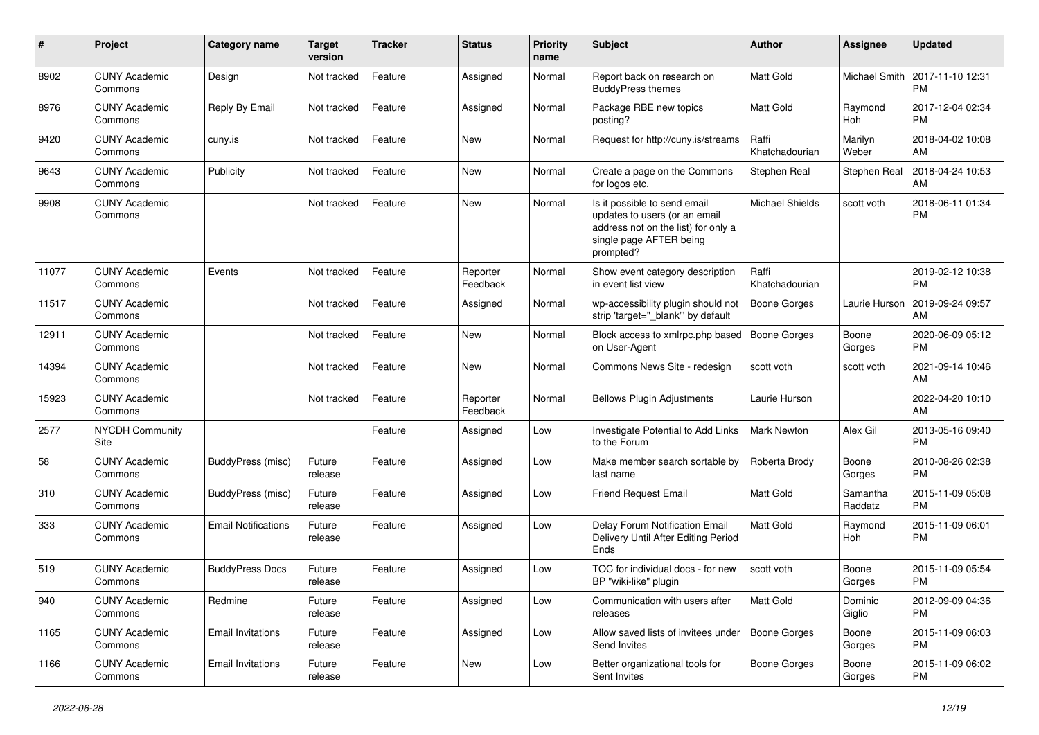| # | Project | Category name | Target version | Tracker | Status | Priority name | Subject | Author | Assignee | Updated |
|---|---|---|---|---|---|---|---|---|---|---|
| 8902 | CUNY Academic Commons | Design | Not tracked | Feature | Assigned | Normal | Report back on research on BuddyPress themes | Matt Gold | Michael Smith | 2017-11-10 12:31 PM |
| 8976 | CUNY Academic Commons | Reply By Email | Not tracked | Feature | Assigned | Normal | Package RBE new topics posting? | Matt Gold | Raymond Hoh | 2017-12-04 02:34 PM |
| 9420 | CUNY Academic Commons | cuny.is | Not tracked | Feature | New | Normal | Request for http://cuny.is/streams | Raffi Khatchadourian | Marilyn Weber | 2018-04-02 10:08 AM |
| 9643 | CUNY Academic Commons | Publicity | Not tracked | Feature | New | Normal | Create a page on the Commons for logos etc. | Stephen Real | Stephen Real | 2018-04-24 10:53 AM |
| 9908 | CUNY Academic Commons | | Not tracked | Feature | New | Normal | Is it possible to send email updates to users (or an email address not on the list) for only a single page AFTER being prompted? | Michael Shields | scott voth | 2018-06-11 01:34 PM |
| 11077 | CUNY Academic Commons | Events | Not tracked | Feature | Reporter Feedback | Normal | Show event category description in event list view | Raffi Khatchadourian | | 2019-02-12 10:38 PM |
| 11517 | CUNY Academic Commons | | Not tracked | Feature | Assigned | Normal | wp-accessibility plugin should not strip 'target="_blank"' by default | Boone Gorges | Laurie Hurson | 2019-09-24 09:57 AM |
| 12911 | CUNY Academic Commons | | Not tracked | Feature | New | Normal | Block access to xmlrpc.php based on User-Agent | Boone Gorges | Boone Gorges | 2020-06-09 05:12 PM |
| 14394 | CUNY Academic Commons | | Not tracked | Feature | New | Normal | Commons News Site - redesign | scott voth | scott voth | 2021-09-14 10:46 AM |
| 15923 | CUNY Academic Commons | | Not tracked | Feature | Reporter Feedback | Normal | Bellows Plugin Adjustments | Laurie Hurson | | 2022-04-20 10:10 AM |
| 2577 | NYCDH Community Site | | | Feature | Assigned | Low | Investigate Potential to Add Links to the Forum | Mark Newton | Alex Gil | 2013-05-16 09:40 PM |
| 58 | CUNY Academic Commons | BuddyPress (misc) | Future release | Feature | Assigned | Low | Make member search sortable by last name | Roberta Brody | Boone Gorges | 2010-08-26 02:38 PM |
| 310 | CUNY Academic Commons | BuddyPress (misc) | Future release | Feature | Assigned | Low | Friend Request Email | Matt Gold | Samantha Raddatz | 2015-11-09 05:08 PM |
| 333 | CUNY Academic Commons | Email Notifications | Future release | Feature | Assigned | Low | Delay Forum Notification Email Delivery Until After Editing Period Ends | Matt Gold | Raymond Hoh | 2015-11-09 06:01 PM |
| 519 | CUNY Academic Commons | BuddyPress Docs | Future release | Feature | Assigned | Low | TOC for individual docs - for new BP "wiki-like" plugin | scott voth | Boone Gorges | 2015-11-09 05:54 PM |
| 940 | CUNY Academic Commons | Redmine | Future release | Feature | Assigned | Low | Communication with users after releases | Matt Gold | Dominic Giglio | 2012-09-09 04:36 PM |
| 1165 | CUNY Academic Commons | Email Invitations | Future release | Feature | Assigned | Low | Allow saved lists of invitees under Send Invites | Boone Gorges | Boone Gorges | 2015-11-09 06:03 PM |
| 1166 | CUNY Academic Commons | Email Invitations | Future release | Feature | New | Low | Better organizational tools for Sent Invites | Boone Gorges | Boone Gorges | 2015-11-09 06:02 PM |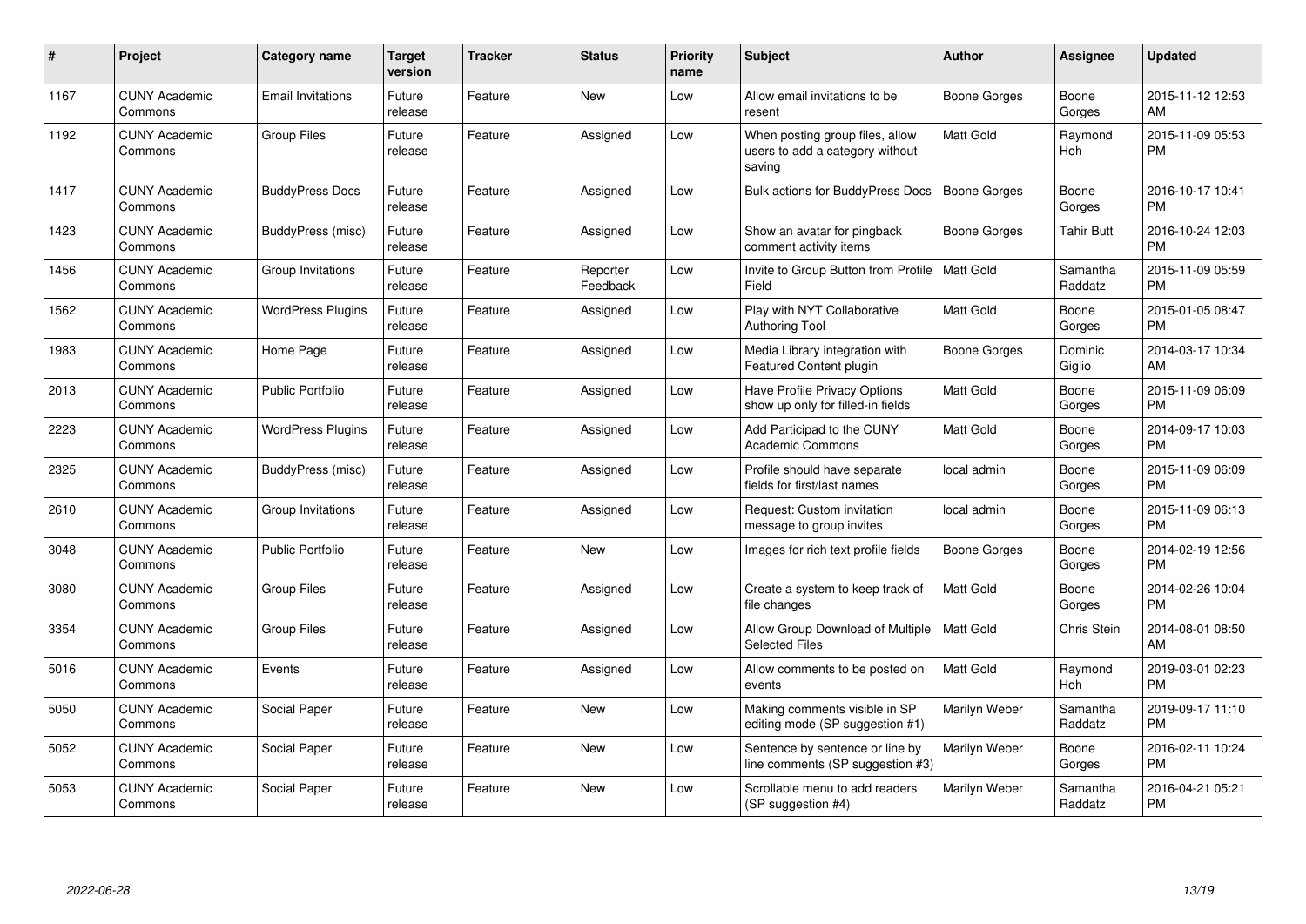| # | Project | Category name | Target version | Tracker | Status | Priority name | Subject | Author | Assignee | Updated |
|---|---|---|---|---|---|---|---|---|---|---|
| 1167 | CUNY Academic Commons | Email Invitations | Future release | Feature | New | Low | Allow email invitations to be resent | Boone Gorges | Boone Gorges | 2015-11-12 12:53 AM |
| 1192 | CUNY Academic Commons | Group Files | Future release | Feature | Assigned | Low | When posting group files, allow users to add a category without saving | Matt Gold | Raymond Hoh | 2015-11-09 05:53 PM |
| 1417 | CUNY Academic Commons | BuddyPress Docs | Future release | Feature | Assigned | Low | Bulk actions for BuddyPress Docs | Boone Gorges | Boone Gorges | 2016-10-17 10:41 PM |
| 1423 | CUNY Academic Commons | BuddyPress (misc) | Future release | Feature | Assigned | Low | Show an avatar for pingback comment activity items | Boone Gorges | Tahir Butt | 2016-10-24 12:03 PM |
| 1456 | CUNY Academic Commons | Group Invitations | Future release | Feature | Reporter Feedback | Low | Invite to Group Button from Profile Field | Matt Gold | Samantha Raddatz | 2015-11-09 05:59 PM |
| 1562 | CUNY Academic Commons | WordPress Plugins | Future release | Feature | Assigned | Low | Play with NYT Collaborative Authoring Tool | Matt Gold | Boone Gorges | 2015-01-05 08:47 PM |
| 1983 | CUNY Academic Commons | Home Page | Future release | Feature | Assigned | Low | Media Library integration with Featured Content plugin | Boone Gorges | Dominic Giglio | 2014-03-17 10:34 AM |
| 2013 | CUNY Academic Commons | Public Portfolio | Future release | Feature | Assigned | Low | Have Profile Privacy Options show up only for filled-in fields | Matt Gold | Boone Gorges | 2015-11-09 06:09 PM |
| 2223 | CUNY Academic Commons | WordPress Plugins | Future release | Feature | Assigned | Low | Add Participad to the CUNY Academic Commons | Matt Gold | Boone Gorges | 2014-09-17 10:03 PM |
| 2325 | CUNY Academic Commons | BuddyPress (misc) | Future release | Feature | Assigned | Low | Profile should have separate fields for first/last names | local admin | Boone Gorges | 2015-11-09 06:09 PM |
| 2610 | CUNY Academic Commons | Group Invitations | Future release | Feature | Assigned | Low | Request: Custom invitation message to group invites | local admin | Boone Gorges | 2015-11-09 06:13 PM |
| 3048 | CUNY Academic Commons | Public Portfolio | Future release | Feature | New | Low | Images for rich text profile fields | Boone Gorges | Boone Gorges | 2014-02-19 12:56 PM |
| 3080 | CUNY Academic Commons | Group Files | Future release | Feature | Assigned | Low | Create a system to keep track of file changes | Matt Gold | Boone Gorges | 2014-02-26 10:04 PM |
| 3354 | CUNY Academic Commons | Group Files | Future release | Feature | Assigned | Low | Allow Group Download of Multiple Selected Files | Matt Gold | Chris Stein | 2014-08-01 08:50 AM |
| 5016 | CUNY Academic Commons | Events | Future release | Feature | Assigned | Low | Allow comments to be posted on events | Matt Gold | Raymond Hoh | 2019-03-01 02:23 PM |
| 5050 | CUNY Academic Commons | Social Paper | Future release | Feature | New | Low | Making comments visible in SP editing mode (SP suggestion #1) | Marilyn Weber | Samantha Raddatz | 2019-09-17 11:10 PM |
| 5052 | CUNY Academic Commons | Social Paper | Future release | Feature | New | Low | Sentence by sentence or line by line comments (SP suggestion #3) | Marilyn Weber | Boone Gorges | 2016-02-11 10:24 PM |
| 5053 | CUNY Academic Commons | Social Paper | Future release | Feature | New | Low | Scrollable menu to add readers (SP suggestion #4) | Marilyn Weber | Samantha Raddatz | 2016-04-21 05:21 PM |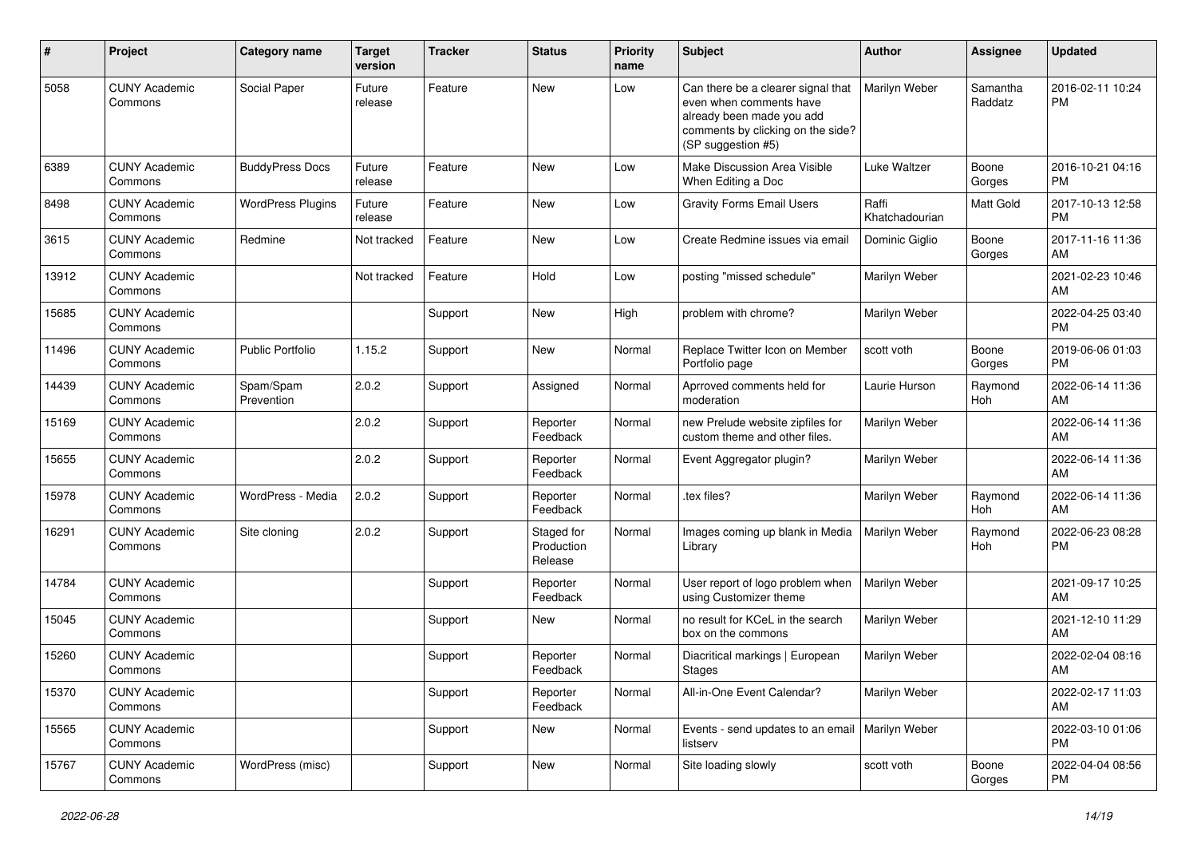| # | Project | Category name | Target version | Tracker | Status | Priority name | Subject | Author | Assignee | Updated |
|---|---|---|---|---|---|---|---|---|---|---|
| 5058 | CUNY Academic Commons | Social Paper | Future release | Feature | New | Low | Can there be a clearer signal that even when comments have already been made you add comments by clicking on the side? (SP suggestion #5) | Marilyn Weber | Samantha Raddatz | 2016-02-11 10:24 PM |
| 6389 | CUNY Academic Commons | BuddyPress Docs | Future release | Feature | New | Low | Make Discussion Area Visible When Editing a Doc | Luke Waltzer | Boone Gorges | 2016-10-21 04:16 PM |
| 8498 | CUNY Academic Commons | WordPress Plugins | Future release | Feature | New | Low | Gravity Forms Email Users | Raffi Khatchadourian | Matt Gold | 2017-10-13 12:58 PM |
| 3615 | CUNY Academic Commons | Redmine | Not tracked | Feature | New | Low | Create Redmine issues via email | Dominic Giglio | Boone Gorges | 2017-11-16 11:36 AM |
| 13912 | CUNY Academic Commons | | Not tracked | Feature | Hold | Low | posting "missed schedule" | Marilyn Weber | | 2021-02-23 10:46 AM |
| 15685 | CUNY Academic Commons | | | Support | New | High | problem with chrome? | Marilyn Weber | | 2022-04-25 03:40 PM |
| 11496 | CUNY Academic Commons | Public Portfolio | 1.15.2 | Support | New | Normal | Replace Twitter Icon on Member Portfolio page | scott voth | Boone Gorges | 2019-06-06 01:03 PM |
| 14439 | CUNY Academic Commons | Spam/Spam Prevention | 2.0.2 | Support | Assigned | Normal | Aprroved comments held for moderation | Laurie Hurson | Raymond Hoh | 2022-06-14 11:36 AM |
| 15169 | CUNY Academic Commons | | 2.0.2 | Support | Reporter Feedback | Normal | new Prelude website zipfiles for custom theme and other files. | Marilyn Weber | | 2022-06-14 11:36 AM |
| 15655 | CUNY Academic Commons | | 2.0.2 | Support | Reporter Feedback | Normal | Event Aggregator plugin? | Marilyn Weber | | 2022-06-14 11:36 AM |
| 15978 | CUNY Academic Commons | WordPress - Media | 2.0.2 | Support | Reporter Feedback | Normal | .tex files? | Marilyn Weber | Raymond Hoh | 2022-06-14 11:36 AM |
| 16291 | CUNY Academic Commons | Site cloning | 2.0.2 | Support | Staged for Production Release | Normal | Images coming up blank in Media Library | Marilyn Weber | Raymond Hoh | 2022-06-23 08:28 PM |
| 14784 | CUNY Academic Commons | | | Support | Reporter Feedback | Normal | User report of logo problem when using Customizer theme | Marilyn Weber | | 2021-09-17 10:25 AM |
| 15045 | CUNY Academic Commons | | | Support | New | Normal | no result for KCeL in the search box on the commons | Marilyn Weber | | 2021-12-10 11:29 AM |
| 15260 | CUNY Academic Commons | | | Support | Reporter Feedback | Normal | Diacritical markings \| European Stages | Marilyn Weber | | 2022-02-04 08:16 AM |
| 15370 | CUNY Academic Commons | | | Support | Reporter Feedback | Normal | All-in-One Event Calendar? | Marilyn Weber | | 2022-02-17 11:03 AM |
| 15565 | CUNY Academic Commons | | | Support | New | Normal | Events - send updates to an email listserv | Marilyn Weber | | 2022-03-10 01:06 PM |
| 15767 | CUNY Academic Commons | WordPress (misc) | | Support | New | Normal | Site loading slowly | scott voth | Boone Gorges | 2022-04-04 08:56 PM |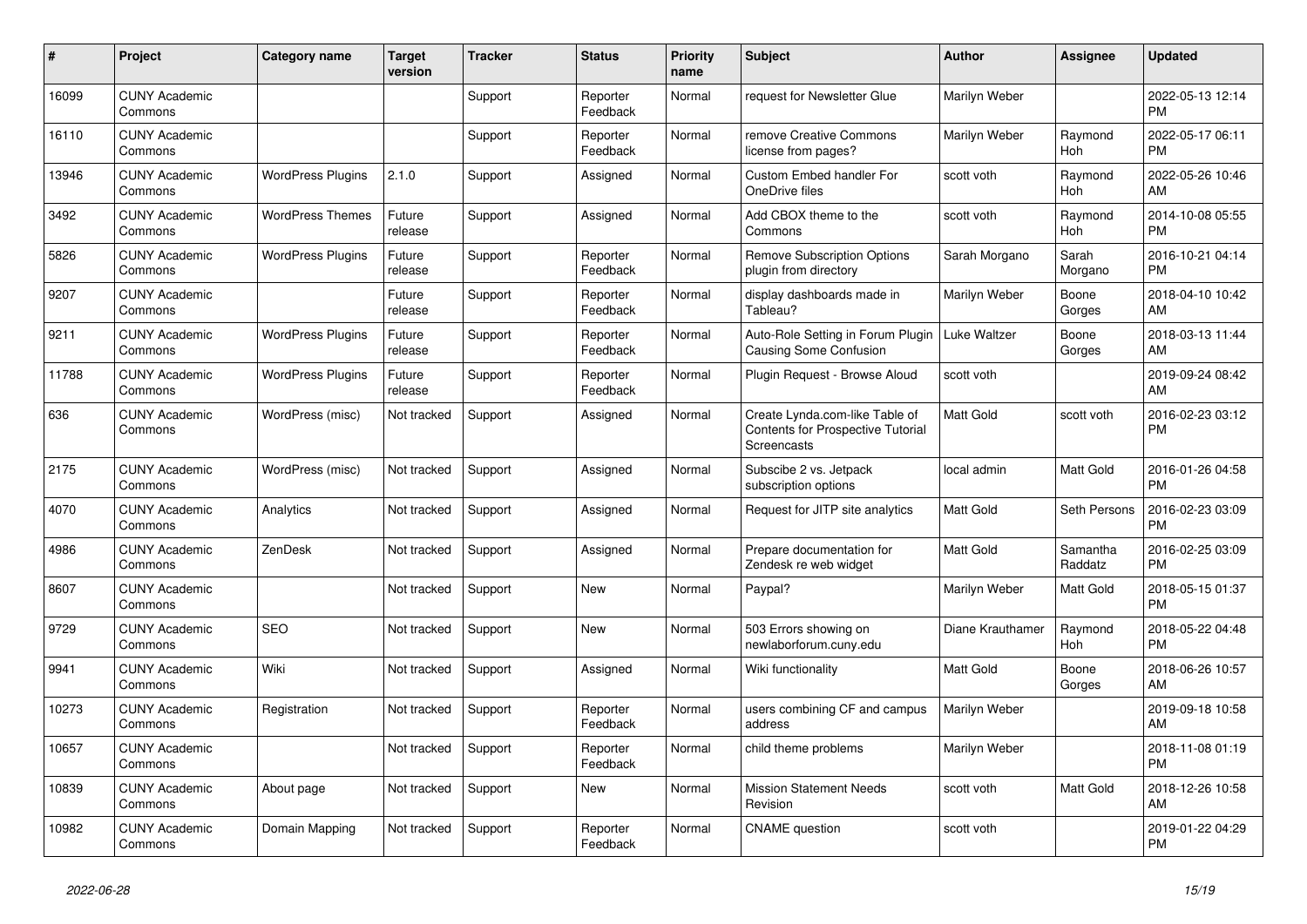| # | Project | Category name | Target version | Tracker | Status | Priority name | Subject | Author | Assignee | Updated |
|---|---|---|---|---|---|---|---|---|---|---|
| 16099 | CUNY Academic Commons | | | Support | Reporter Feedback | Normal | request for Newsletter Glue | Marilyn Weber | | 2022-05-13 12:14 PM |
| 16110 | CUNY Academic Commons | | | Support | Reporter Feedback | Normal | remove Creative Commons license from pages? | Marilyn Weber | Raymond Hoh | 2022-05-17 06:11 PM |
| 13946 | CUNY Academic Commons | WordPress Plugins | 2.1.0 | Support | Assigned | Normal | Custom Embed handler For OneDrive files | scott voth | Raymond Hoh | 2022-05-26 10:46 AM |
| 3492 | CUNY Academic Commons | WordPress Themes | Future release | Support | Assigned | Normal | Add CBOX theme to the Commons | scott voth | Raymond Hoh | 2014-10-08 05:55 PM |
| 5826 | CUNY Academic Commons | WordPress Plugins | Future release | Support | Reporter Feedback | Normal | Remove Subscription Options plugin from directory | Sarah Morgano | Sarah Morgano | 2016-10-21 04:14 PM |
| 9207 | CUNY Academic Commons | | Future release | Support | Reporter Feedback | Normal | display dashboards made in Tableau? | Marilyn Weber | Boone Gorges | 2018-04-10 10:42 AM |
| 9211 | CUNY Academic Commons | WordPress Plugins | Future release | Support | Reporter Feedback | Normal | Auto-Role Setting in Forum Plugin Causing Some Confusion | Luke Waltzer | Boone Gorges | 2018-03-13 11:44 AM |
| 11788 | CUNY Academic Commons | WordPress Plugins | Future release | Support | Reporter Feedback | Normal | Plugin Request - Browse Aloud | scott voth | | 2019-09-24 08:42 AM |
| 636 | CUNY Academic Commons | WordPress (misc) | Not tracked | Support | Assigned | Normal | Create Lynda.com-like Table of Contents for Prospective Tutorial Screencasts | Matt Gold | scott voth | 2016-02-23 03:12 PM |
| 2175 | CUNY Academic Commons | WordPress (misc) | Not tracked | Support | Assigned | Normal | Subscibe 2 vs. Jetpack subscription options | local admin | Matt Gold | 2016-01-26 04:58 PM |
| 4070 | CUNY Academic Commons | Analytics | Not tracked | Support | Assigned | Normal | Request for JITP site analytics | Matt Gold | Seth Persons | 2016-02-23 03:09 PM |
| 4986 | CUNY Academic Commons | ZenDesk | Not tracked | Support | Assigned | Normal | Prepare documentation for Zendesk re web widget | Matt Gold | Samantha Raddatz | 2016-02-25 03:09 PM |
| 8607 | CUNY Academic Commons | | Not tracked | Support | New | Normal | Paypal? | Marilyn Weber | Matt Gold | 2018-05-15 01:37 PM |
| 9729 | CUNY Academic Commons | SEO | Not tracked | Support | New | Normal | 503 Errors showing on newlaborforum.cuny.edu | Diane Krauthamer | Raymond Hoh | 2018-05-22 04:48 PM |
| 9941 | CUNY Academic Commons | Wiki | Not tracked | Support | Assigned | Normal | Wiki functionality | Matt Gold | Boone Gorges | 2018-06-26 10:57 AM |
| 10273 | CUNY Academic Commons | Registration | Not tracked | Support | Reporter Feedback | Normal | users combining CF and campus address | Marilyn Weber | | 2019-09-18 10:58 AM |
| 10657 | CUNY Academic Commons | | Not tracked | Support | Reporter Feedback | Normal | child theme problems | Marilyn Weber | | 2018-11-08 01:19 PM |
| 10839 | CUNY Academic Commons | About page | Not tracked | Support | New | Normal | Mission Statement Needs Revision | scott voth | Matt Gold | 2018-12-26 10:58 AM |
| 10982 | CUNY Academic Commons | Domain Mapping | Not tracked | Support | Reporter Feedback | Normal | CNAME question | scott voth | | 2019-01-22 04:29 PM |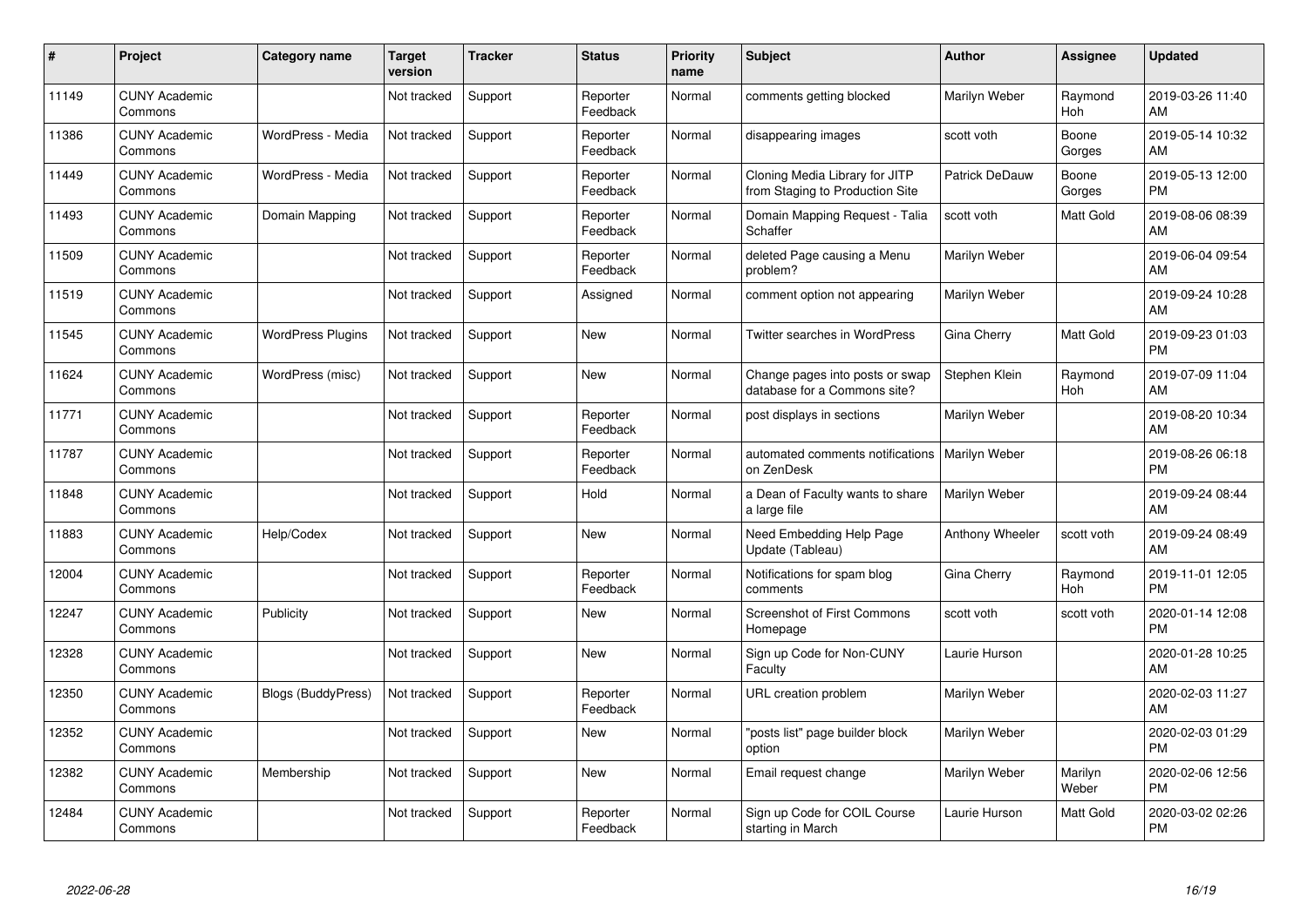| # | Project | Category name | Target version | Tracker | Status | Priority name | Subject | Author | Assignee | Updated |
|---|---|---|---|---|---|---|---|---|---|---|
| 11149 | CUNY Academic Commons | | Not tracked | Support | Reporter Feedback | Normal | comments getting blocked | Marilyn Weber | Raymond Hoh | 2019-03-26 11:40 AM |
| 11386 | CUNY Academic Commons | WordPress - Media | Not tracked | Support | Reporter Feedback | Normal | disappearing images | scott voth | Boone Gorges | 2019-05-14 10:32 AM |
| 11449 | CUNY Academic Commons | WordPress - Media | Not tracked | Support | Reporter Feedback | Normal | Cloning Media Library for JITP from Staging to Production Site | Patrick DeDauw | Boone Gorges | 2019-05-13 12:00 PM |
| 11493 | CUNY Academic Commons | Domain Mapping | Not tracked | Support | Reporter Feedback | Normal | Domain Mapping Request - Talia Schaffer | scott voth | Matt Gold | 2019-08-06 08:39 AM |
| 11509 | CUNY Academic Commons | | Not tracked | Support | Reporter Feedback | Normal | deleted Page causing a Menu problem? | Marilyn Weber | | 2019-06-04 09:54 AM |
| 11519 | CUNY Academic Commons | | Not tracked | Support | Assigned | Normal | comment option not appearing | Marilyn Weber | | 2019-09-24 10:28 AM |
| 11545 | CUNY Academic Commons | WordPress Plugins | Not tracked | Support | New | Normal | Twitter searches in WordPress | Gina Cherry | Matt Gold | 2019-09-23 01:03 PM |
| 11624 | CUNY Academic Commons | WordPress (misc) | Not tracked | Support | New | Normal | Change pages into posts or swap database for a Commons site? | Stephen Klein | Raymond Hoh | 2019-07-09 11:04 AM |
| 11771 | CUNY Academic Commons | | Not tracked | Support | Reporter Feedback | Normal | post displays in sections | Marilyn Weber | | 2019-08-20 10:34 AM |
| 11787 | CUNY Academic Commons | | Not tracked | Support | Reporter Feedback | Normal | automated comments notifications on ZenDesk | Marilyn Weber | | 2019-08-26 06:18 PM |
| 11848 | CUNY Academic Commons | | Not tracked | Support | Hold | Normal | a Dean of Faculty wants to share a large file | Marilyn Weber | | 2019-09-24 08:44 AM |
| 11883 | CUNY Academic Commons | Help/Codex | Not tracked | Support | New | Normal | Need Embedding Help Page Update (Tableau) | Anthony Wheeler | scott voth | 2019-09-24 08:49 AM |
| 12004 | CUNY Academic Commons | | Not tracked | Support | Reporter Feedback | Normal | Notifications for spam blog comments | Gina Cherry | Raymond Hoh | 2019-11-01 12:05 PM |
| 12247 | CUNY Academic Commons | Publicity | Not tracked | Support | New | Normal | Screenshot of First Commons Homepage | scott voth | scott voth | 2020-01-14 12:08 PM |
| 12328 | CUNY Academic Commons | | Not tracked | Support | New | Normal | Sign up Code for Non-CUNY Faculty | Laurie Hurson | | 2020-01-28 10:25 AM |
| 12350 | CUNY Academic Commons | Blogs (BuddyPress) | Not tracked | Support | Reporter Feedback | Normal | URL creation problem | Marilyn Weber | | 2020-02-03 11:27 AM |
| 12352 | CUNY Academic Commons | | Not tracked | Support | New | Normal | "posts list" page builder block option | Marilyn Weber | | 2020-02-03 01:29 PM |
| 12382 | CUNY Academic Commons | Membership | Not tracked | Support | New | Normal | Email request change | Marilyn Weber | Marilyn Weber | 2020-02-06 12:56 PM |
| 12484 | CUNY Academic Commons | | Not tracked | Support | Reporter Feedback | Normal | Sign up Code for COIL Course starting in March | Laurie Hurson | Matt Gold | 2020-03-02 02:26 PM |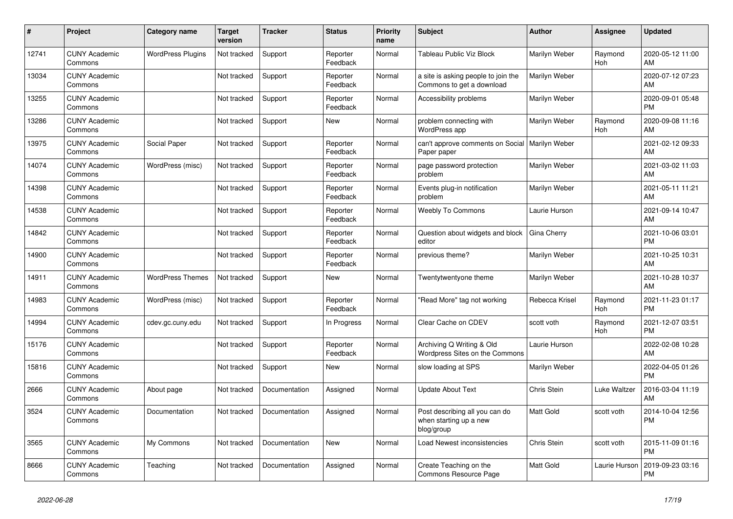| # | Project | Category name | Target version | Tracker | Status | Priority name | Subject | Author | Assignee | Updated |
|---|---|---|---|---|---|---|---|---|---|---|
| 12741 | CUNY Academic Commons | WordPress Plugins | Not tracked | Support | Reporter Feedback | Normal | Tableau Public Viz Block | Marilyn Weber | Raymond Hoh | 2020-05-12 11:00 AM |
| 13034 | CUNY Academic Commons | | Not tracked | Support | Reporter Feedback | Normal | a site is asking people to join the Commons to get a download | Marilyn Weber | | 2020-07-12 07:23 AM |
| 13255 | CUNY Academic Commons | | Not tracked | Support | Reporter Feedback | Normal | Accessibility problems | Marilyn Weber | | 2020-09-01 05:48 PM |
| 13286 | CUNY Academic Commons | | Not tracked | Support | New | Normal | problem connecting with WordPress app | Marilyn Weber | Raymond Hoh | 2020-09-08 11:16 AM |
| 13975 | CUNY Academic Commons | Social Paper | Not tracked | Support | Reporter Feedback | Normal | can't approve comments on Social Paper paper | Marilyn Weber | | 2021-02-12 09:33 AM |
| 14074 | CUNY Academic Commons | WordPress (misc) | Not tracked | Support | Reporter Feedback | Normal | page password protection problem | Marilyn Weber | | 2021-03-02 11:03 AM |
| 14398 | CUNY Academic Commons | | Not tracked | Support | Reporter Feedback | Normal | Events plug-in notification problem | Marilyn Weber | | 2021-05-11 11:21 AM |
| 14538 | CUNY Academic Commons | | Not tracked | Support | Reporter Feedback | Normal | Weebly To Commons | Laurie Hurson | | 2021-09-14 10:47 AM |
| 14842 | CUNY Academic Commons | | Not tracked | Support | Reporter Feedback | Normal | Question about widgets and block editor | Gina Cherry | | 2021-10-06 03:01 PM |
| 14900 | CUNY Academic Commons | | Not tracked | Support | Reporter Feedback | Normal | previous theme? | Marilyn Weber | | 2021-10-25 10:31 AM |
| 14911 | CUNY Academic Commons | WordPress Themes | Not tracked | Support | New | Normal | Twentytwentyone theme | Marilyn Weber | | 2021-10-28 10:37 AM |
| 14983 | CUNY Academic Commons | WordPress (misc) | Not tracked | Support | Reporter Feedback | Normal | "Read More" tag not working | Rebecca Krisel | Raymond Hoh | 2021-11-23 01:17 PM |
| 14994 | CUNY Academic Commons | cdev.gc.cuny.edu | Not tracked | Support | In Progress | Normal | Clear Cache on CDEV | scott voth | Raymond Hoh | 2021-12-07 03:51 PM |
| 15176 | CUNY Academic Commons | | Not tracked | Support | Reporter Feedback | Normal | Archiving Q Writing & Old Wordpress Sites on the Commons | Laurie Hurson | | 2022-02-08 10:28 AM |
| 15816 | CUNY Academic Commons | | Not tracked | Support | New | Normal | slow loading at SPS | Marilyn Weber | | 2022-04-05 01:26 PM |
| 2666 | CUNY Academic Commons | About page | Not tracked | Documentation | Assigned | Normal | Update About Text | Chris Stein | Luke Waltzer | 2016-03-04 11:19 AM |
| 3524 | CUNY Academic Commons | Documentation | Not tracked | Documentation | Assigned | Normal | Post describing all you can do when starting up a new blog/group | Matt Gold | scott voth | 2014-10-04 12:56 PM |
| 3565 | CUNY Academic Commons | My Commons | Not tracked | Documentation | New | Normal | Load Newest inconsistencies | Chris Stein | scott voth | 2015-11-09 01:16 PM |
| 8666 | CUNY Academic Commons | Teaching | Not tracked | Documentation | Assigned | Normal | Create Teaching on the Commons Resource Page | Matt Gold | Laurie Hurson | 2019-09-23 03:16 PM |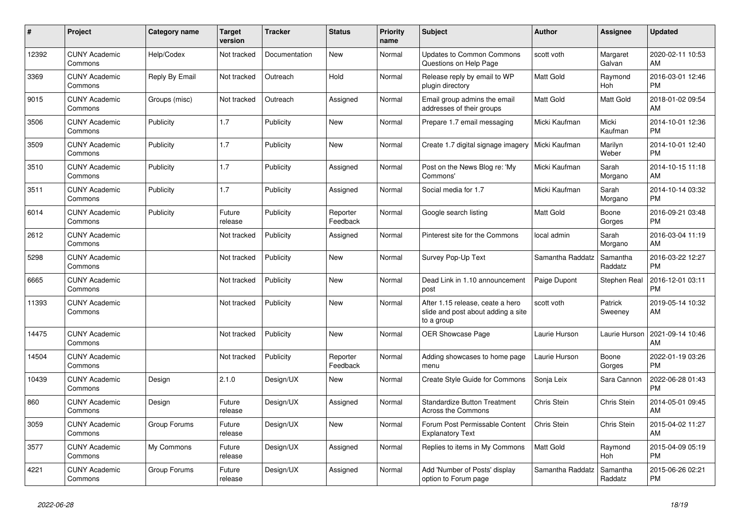| # | Project | Category name | Target version | Tracker | Status | Priority name | Subject | Author | Assignee | Updated |
|---|---|---|---|---|---|---|---|---|---|---|
| 12392 | CUNY Academic Commons | Help/Codex | Not tracked | Documentation | New | Normal | Updates to Common Commons Questions on Help Page | scott voth | Margaret Galvan | 2020-02-11 10:53 AM |
| 3369 | CUNY Academic Commons | Reply By Email | Not tracked | Outreach | Hold | Normal | Release reply by email to WP plugin directory | Matt Gold | Raymond Hoh | 2016-03-01 12:46 PM |
| 9015 | CUNY Academic Commons | Groups (misc) | Not tracked | Outreach | Assigned | Normal | Email group admins the email addresses of their groups | Matt Gold | Matt Gold | 2018-01-02 09:54 AM |
| 3506 | CUNY Academic Commons | Publicity | 1.7 | Publicity | New | Normal | Prepare 1.7 email messaging | Micki Kaufman | Micki Kaufman | 2014-10-01 12:36 PM |
| 3509 | CUNY Academic Commons | Publicity | 1.7 | Publicity | New | Normal | Create 1.7 digital signage imagery | Micki Kaufman | Marilyn Weber | 2014-10-01 12:40 PM |
| 3510 | CUNY Academic Commons | Publicity | 1.7 | Publicity | Assigned | Normal | Post on the News Blog re: 'My Commons' | Micki Kaufman | Sarah Morgano | 2014-10-15 11:18 AM |
| 3511 | CUNY Academic Commons | Publicity | 1.7 | Publicity | Assigned | Normal | Social media for 1.7 | Micki Kaufman | Sarah Morgano | 2014-10-14 03:32 PM |
| 6014 | CUNY Academic Commons | Publicity | Future release | Publicity | Reporter Feedback | Normal | Google search listing | Matt Gold | Boone Gorges | 2016-09-21 03:48 PM |
| 2612 | CUNY Academic Commons | | Not tracked | Publicity | Assigned | Normal | Pinterest site for the Commons | local admin | Sarah Morgano | 2016-03-04 11:19 AM |
| 5298 | CUNY Academic Commons | | Not tracked | Publicity | New | Normal | Survey Pop-Up Text | Samantha Raddatz | Samantha Raddatz | 2016-03-22 12:27 PM |
| 6665 | CUNY Academic Commons | | Not tracked | Publicity | New | Normal | Dead Link in 1.10 announcement post | Paige Dupont | Stephen Real | 2016-12-01 03:11 PM |
| 11393 | CUNY Academic Commons | | Not tracked | Publicity | New | Normal | After 1.15 release, ceate a hero slide and post about adding a site to a group | scott voth | Patrick Sweeney | 2019-05-14 10:32 AM |
| 14475 | CUNY Academic Commons | | Not tracked | Publicity | New | Normal | OER Showcase Page | Laurie Hurson | Laurie Hurson | 2021-09-14 10:46 AM |
| 14504 | CUNY Academic Commons | | Not tracked | Publicity | Reporter Feedback | Normal | Adding showcases to home page menu | Laurie Hurson | Boone Gorges | 2022-01-19 03:26 PM |
| 10439 | CUNY Academic Commons | Design | 2.1.0 | Design/UX | New | Normal | Create Style Guide for Commons | Sonja Leix | Sara Cannon | 2022-06-28 01:43 PM |
| 860 | CUNY Academic Commons | Design | Future release | Design/UX | Assigned | Normal | Standardize Button Treatment Across the Commons | Chris Stein | Chris Stein | 2014-05-01 09:45 AM |
| 3059 | CUNY Academic Commons | Group Forums | Future release | Design/UX | New | Normal | Forum Post Permissable Content Explanatory Text | Chris Stein | Chris Stein | 2015-04-02 11:27 AM |
| 3577 | CUNY Academic Commons | My Commons | Future release | Design/UX | Assigned | Normal | Replies to items in My Commons | Matt Gold | Raymond Hoh | 2015-04-09 05:19 PM |
| 4221 | CUNY Academic Commons | Group Forums | Future release | Design/UX | Assigned | Normal | Add 'Number of Posts' display option to Forum page | Samantha Raddatz | Samantha Raddatz | 2015-06-26 02:21 PM |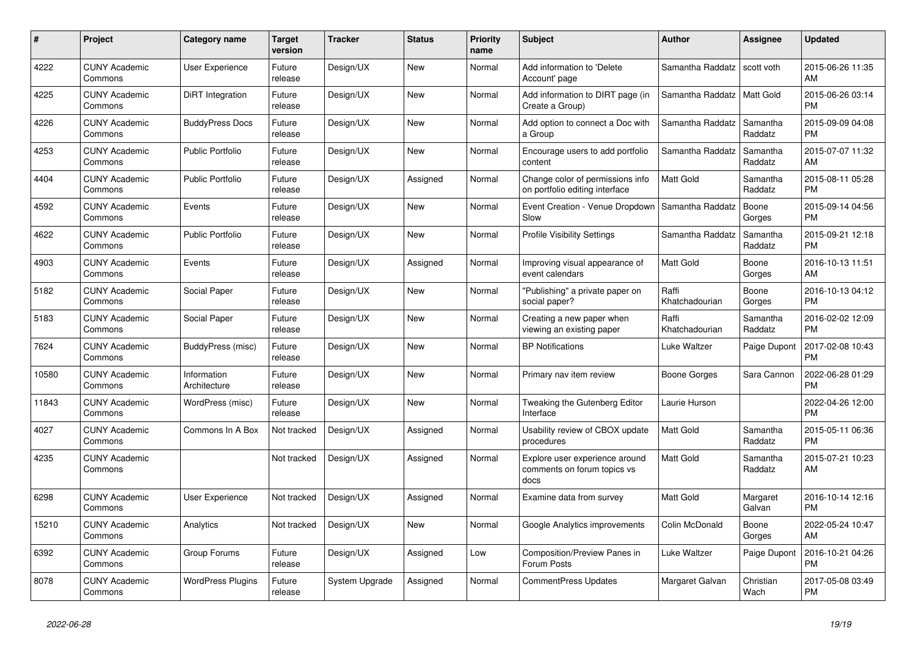| # | Project | Category name | Target version | Tracker | Status | Priority name | Subject | Author | Assignee | Updated |
|---|---|---|---|---|---|---|---|---|---|---|
| 4222 | CUNY Academic Commons | User Experience | Future release | Design/UX | New | Normal | Add information to 'Delete Account' page | Samantha Raddatz | scott voth | 2015-06-26 11:35 AM |
| 4225 | CUNY Academic Commons | DiRT Integration | Future release | Design/UX | New | Normal | Add information to DIRT page (in Create a Group) | Samantha Raddatz | Matt Gold | 2015-06-26 03:14 PM |
| 4226 | CUNY Academic Commons | BuddyPress Docs | Future release | Design/UX | New | Normal | Add option to connect a Doc with a Group | Samantha Raddatz | Samantha Raddatz | 2015-09-09 04:08 PM |
| 4253 | CUNY Academic Commons | Public Portfolio | Future release | Design/UX | New | Normal | Encourage users to add portfolio content | Samantha Raddatz | Samantha Raddatz | 2015-07-07 11:32 AM |
| 4404 | CUNY Academic Commons | Public Portfolio | Future release | Design/UX | Assigned | Normal | Change color of permissions info on portfolio editing interface | Matt Gold | Samantha Raddatz | 2015-08-11 05:28 PM |
| 4592 | CUNY Academic Commons | Events | Future release | Design/UX | New | Normal | Event Creation - Venue Dropdown Slow | Samantha Raddatz | Boone Gorges | 2015-09-14 04:56 PM |
| 4622 | CUNY Academic Commons | Public Portfolio | Future release | Design/UX | New | Normal | Profile Visibility Settings | Samantha Raddatz | Samantha Raddatz | 2015-09-21 12:18 PM |
| 4903 | CUNY Academic Commons | Events | Future release | Design/UX | Assigned | Normal | Improving visual appearance of event calendars | Matt Gold | Boone Gorges | 2016-10-13 11:51 AM |
| 5182 | CUNY Academic Commons | Social Paper | Future release | Design/UX | New | Normal | "Publishing" a private paper on social paper? | Raffi Khatchadourian | Boone Gorges | 2016-10-13 04:12 PM |
| 5183 | CUNY Academic Commons | Social Paper | Future release | Design/UX | New | Normal | Creating a new paper when viewing an existing paper | Raffi Khatchadourian | Samantha Raddatz | 2016-02-02 12:09 PM |
| 7624 | CUNY Academic Commons | BuddyPress (misc) | Future release | Design/UX | New | Normal | BP Notifications | Luke Waltzer | Paige Dupont | 2017-02-08 10:43 PM |
| 10580 | CUNY Academic Commons | Information Architecture | Future release | Design/UX | New | Normal | Primary nav item review | Boone Gorges | Sara Cannon | 2022-06-28 01:29 PM |
| 11843 | CUNY Academic Commons | WordPress (misc) | Future release | Design/UX | New | Normal | Tweaking the Gutenberg Editor Interface | Laurie Hurson | | 2022-04-26 12:00 PM |
| 4027 | CUNY Academic Commons | Commons In A Box | Not tracked | Design/UX | Assigned | Normal | Usability review of CBOX update procedures | Matt Gold | Samantha Raddatz | 2015-05-11 06:36 PM |
| 4235 | CUNY Academic Commons | | Not tracked | Design/UX | Assigned | Normal | Explore user experience around comments on forum topics vs docs | Matt Gold | Samantha Raddatz | 2015-07-21 10:23 AM |
| 6298 | CUNY Academic Commons | User Experience | Not tracked | Design/UX | Assigned | Normal | Examine data from survey | Matt Gold | Margaret Galvan | 2016-10-14 12:16 PM |
| 15210 | CUNY Academic Commons | Analytics | Not tracked | Design/UX | New | Normal | Google Analytics improvements | Colin McDonald | Boone Gorges | 2022-05-24 10:47 AM |
| 6392 | CUNY Academic Commons | Group Forums | Future release | Design/UX | Assigned | Low | Composition/Preview Panes in Forum Posts | Luke Waltzer | Paige Dupont | 2016-10-21 04:26 PM |
| 8078 | CUNY Academic Commons | WordPress Plugins | Future release | System Upgrade | Assigned | Normal | CommentPress Updates | Margaret Galvan | Christian Wach | 2017-05-08 03:49 PM |